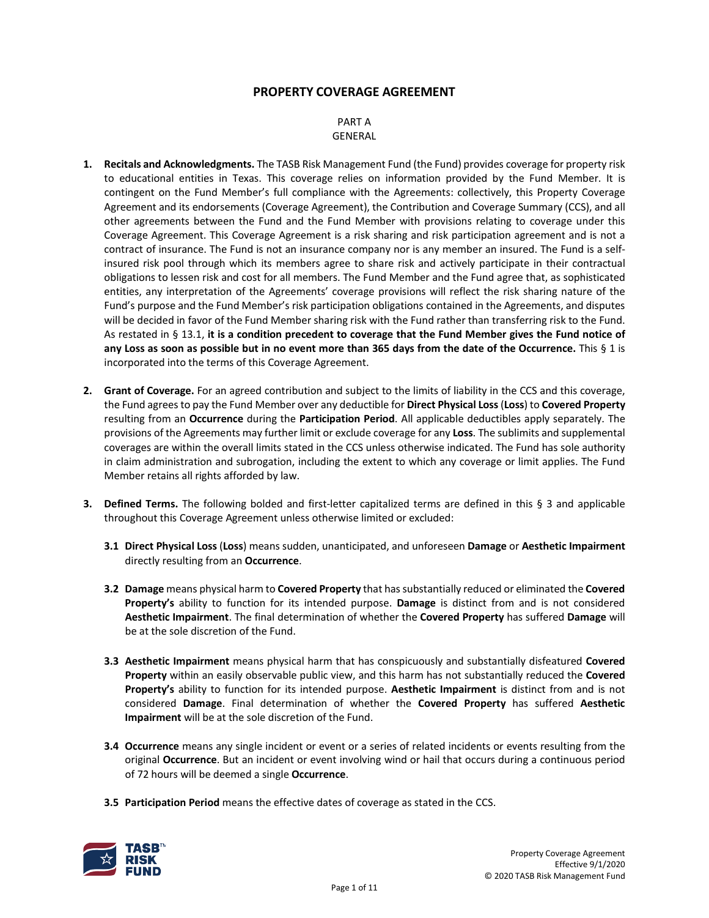# PROPERTY COVERAGE AGREEMENT

## PART A
## GENERAL

1. **Recitals and Acknowledgments.** The TASB Risk Management Fund (the Fund) provides coverage for property risk to educational entities in Texas. This coverage relies on information provided by the Fund Member. It is contingent on the Fund Member's full compliance with the Agreements: collectively, this Property Coverage Agreement and its endorsements (Coverage Agreement), the Contribution and Coverage Summary (CCS), and all other agreements between the Fund and the Fund Member with provisions relating to coverage under this Coverage Agreement. This Coverage Agreement is a risk sharing and risk participation agreement and is not a contract of insurance. The Fund is not an insurance company nor is any member an insured. The Fund is a self-insured risk pool through which its members agree to share risk and actively participate in their contractual obligations to lessen risk and cost for all members. The Fund Member and the Fund agree that, as sophisticated entities, any interpretation of the Agreements' coverage provisions will reflect the risk sharing nature of the Fund's purpose and the Fund Member's risk participation obligations contained in the Agreements, and disputes will be decided in favor of the Fund Member sharing risk with the Fund rather than transferring risk to the Fund. As restated in § 13.1, **it is a condition precedent to coverage that the Fund Member gives the Fund notice of any Loss as soon as possible but in no event more than 365 days from the date of the Occurrence.** This § 1 is incorporated into the terms of this Coverage Agreement.

2. **Grant of Coverage.** For an agreed contribution and subject to the limits of liability in the CCS and this coverage, the Fund agrees to pay the Fund Member over any deductible for **Direct Physical Loss** (**Loss**) to **Covered Property** resulting from an **Occurrence** during the **Participation Period**. All applicable deductibles apply separately. The provisions of the Agreements may further limit or exclude coverage for any **Loss**. The sublimits and supplemental coverages are within the overall limits stated in the CCS unless otherwise indicated. The Fund has sole authority in claim administration and subrogation, including the extent to which any coverage or limit applies. The Fund Member retains all rights afforded by law.

3. **Defined Terms.** The following bolded and first-letter capitalized terms are defined in this § 3 and applicable throughout this Coverage Agreement unless otherwise limited or excluded:

   **3.1 Direct Physical Loss** (**Loss**) means sudden, unanticipated, and unforeseen **Damage** or **Aesthetic Impairment** directly resulting from an **Occurrence**.

   **3.2 Damage** means physical harm to **Covered Property** that has substantially reduced or eliminated the **Covered Property's** ability to function for its intended purpose. **Damage** is distinct from and is not considered **Aesthetic Impairment**. The final determination of whether the **Covered Property** has suffered **Damage** will be at the sole discretion of the Fund.

   **3.3 Aesthetic Impairment** means physical harm that has conspicuously and substantially disfeatured **Covered Property** within an easily observable public view, and this harm has not substantially reduced the **Covered Property's** ability to function for its intended purpose. **Aesthetic Impairment** is distinct from and is not considered **Damage**. Final determination of whether the **Covered Property** has suffered **Aesthetic Impairment** will be at the sole discretion of the Fund.

   **3.4 Occurrence** means any single incident or event or a series of related incidents or events resulting from the original **Occurrence**. But an incident or event involving wind or hail that occurs during a continuous period of 72 hours will be deemed a single **Occurrence**.

   **3.5 Participation Period** means the effective dates of coverage as stated in the CCS.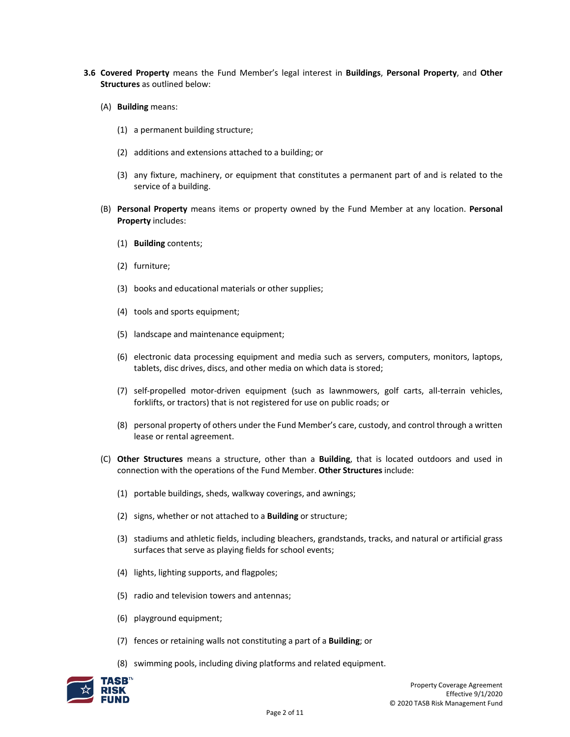**3.6 Covered Property** means the Fund Member's legal interest in **Buildings**, **Personal Property**, and **Other Structures** as outlined below:

(A) **Building** means:

(1) a permanent building structure;

(2) additions and extensions attached to a building; or

(3) any fixture, machinery, or equipment that constitutes a permanent part of and is related to the service of a building.

(B) **Personal Property** means items or property owned by the Fund Member at any location. **Personal Property** includes:

(1) **Building** contents;

(2) furniture;

(3) books and educational materials or other supplies;

(4) tools and sports equipment;

(5) landscape and maintenance equipment;

(6) electronic data processing equipment and media such as servers, computers, monitors, laptops, tablets, disc drives, discs, and other media on which data is stored;

(7) self-propelled motor-driven equipment (such as lawnmowers, golf carts, all-terrain vehicles, forklifts, or tractors) that is not registered for use on public roads; or

(8) personal property of others under the Fund Member's care, custody, and control through a written lease or rental agreement.

(C) **Other Structures** means a structure, other than a **Building**, that is located outdoors and used in connection with the operations of the Fund Member. **Other Structures** include:

(1) portable buildings, sheds, walkway coverings, and awnings;

(2) signs, whether or not attached to a **Building** or structure;

(3) stadiums and athletic fields, including bleachers, grandstands, tracks, and natural or artificial grass surfaces that serve as playing fields for school events;

(4) lights, lighting supports, and flagpoles;

(5) radio and television towers and antennas;

(6) playground equipment;

(7) fences or retaining walls not constituting a part of a **Building**; or

(8) swimming pools, including diving platforms and related equipment.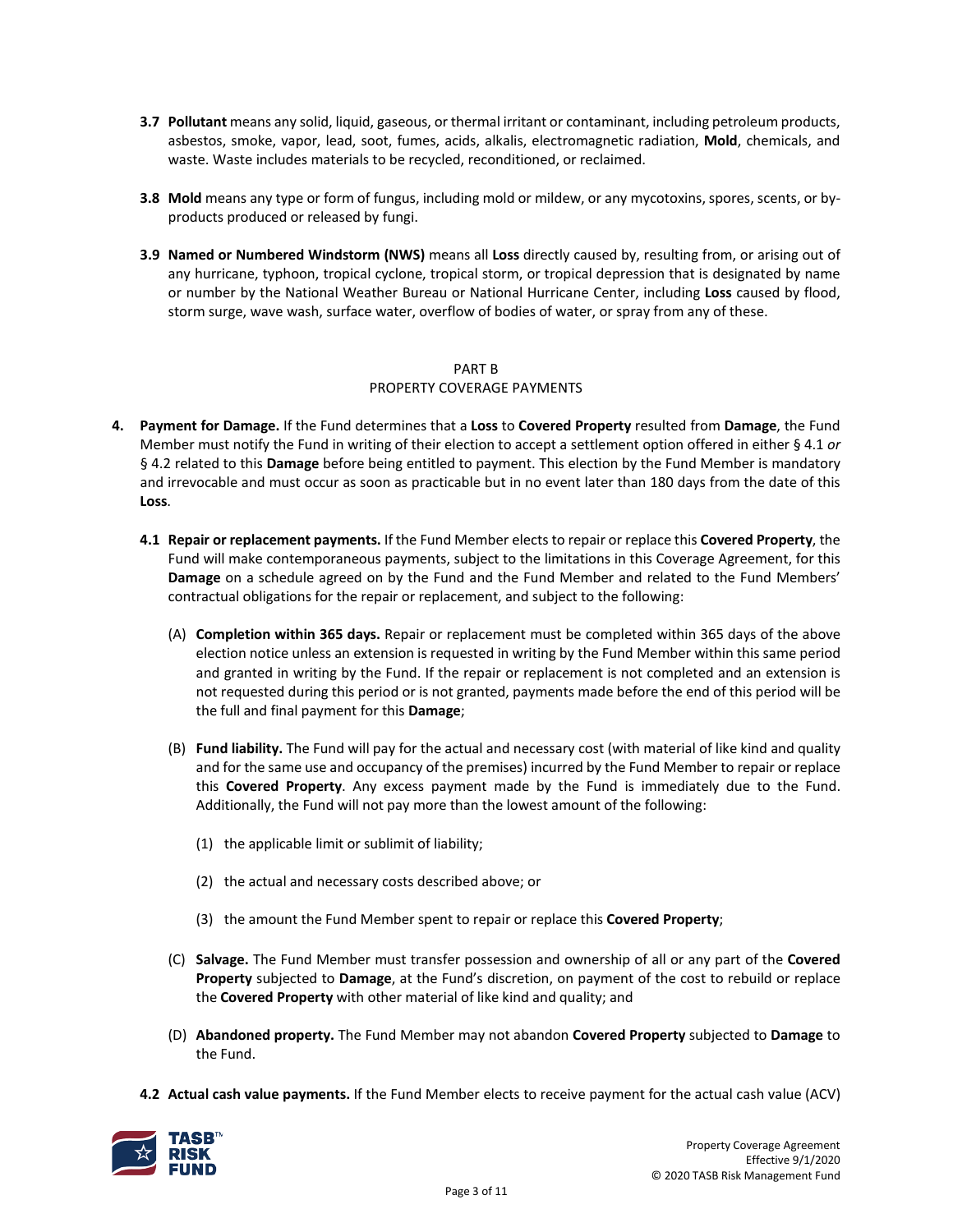**3.7 Pollutant** means any solid, liquid, gaseous, or thermal irritant or contaminant, including petroleum products, asbestos, smoke, vapor, lead, soot, fumes, acids, alkalis, electromagnetic radiation, **Mold**, chemicals, and waste. Waste includes materials to be recycled, reconditioned, or reclaimed.

**3.8 Mold** means any type or form of fungus, including mold or mildew, or any mycotoxins, spores, scents, or by-products produced or released by fungi.

**3.9 Named or Numbered Windstorm (NWS)** means all **Loss** directly caused by, resulting from, or arising out of any hurricane, typhoon, tropical cyclone, tropical storm, or tropical depression that is designated by name or number by the National Weather Bureau or National Hurricane Center, including **Loss** caused by flood, storm surge, wave wash, surface water, overflow of bodies of water, or spray from any of these.

## PART B
## PROPERTY COVERAGE PAYMENTS

**4. Payment for Damage.** If the Fund determines that a **Loss** to **Covered Property** resulted from **Damage**, the Fund Member must notify the Fund in writing of their election to accept a settlement option offered in either § 4.1 *or* § 4.2 related to this **Damage** before being entitled to payment. This election by the Fund Member is mandatory and irrevocable and must occur as soon as practicable but in no event later than 180 days from the date of this **Loss**.

**4.1 Repair or replacement payments.** If the Fund Member elects to repair or replace this **Covered Property**, the Fund will make contemporaneous payments, subject to the limitations in this Coverage Agreement, for this **Damage** on a schedule agreed on by the Fund and the Fund Member and related to the Fund Members' contractual obligations for the repair or replacement, and subject to the following:

(A) **Completion within 365 days.** Repair or replacement must be completed within 365 days of the above election notice unless an extension is requested in writing by the Fund Member within this same period and granted in writing by the Fund. If the repair or replacement is not completed and an extension is not requested during this period or is not granted, payments made before the end of this period will be the full and final payment for this **Damage**;

(B) **Fund liability.** The Fund will pay for the actual and necessary cost (with material of like kind and quality and for the same use and occupancy of the premises) incurred by the Fund Member to repair or replace this **Covered Property**. Any excess payment made by the Fund is immediately due to the Fund. Additionally, the Fund will not pay more than the lowest amount of the following:

(1) the applicable limit or sublimit of liability;

(2) the actual and necessary costs described above; or

(3) the amount the Fund Member spent to repair or replace this **Covered Property**;

(C) **Salvage.** The Fund Member must transfer possession and ownership of all or any part of the **Covered Property** subjected to **Damage**, at the Fund's discretion, on payment of the cost to rebuild or replace the **Covered Property** with other material of like kind and quality; and

(D) **Abandoned property.** The Fund Member may not abandon **Covered Property** subjected to **Damage** to the Fund.

**4.2 Actual cash value payments.** If the Fund Member elects to receive payment for the actual cash value (ACV)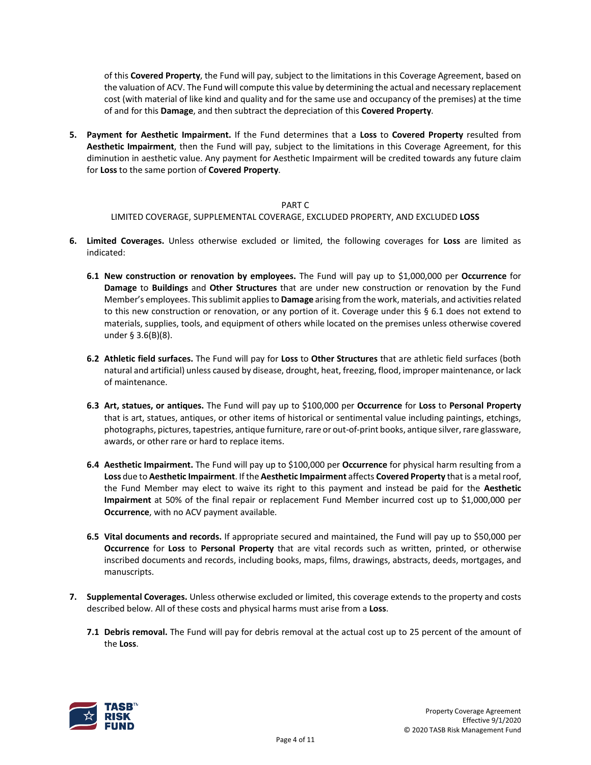of this **Covered Property**, the Fund will pay, subject to the limitations in this Coverage Agreement, based on the valuation of ACV. The Fund will compute this value by determining the actual and necessary replacement cost (with material of like kind and quality and for the same use and occupancy of the premises) at the time of and for this **Damage**, and then subtract the depreciation of this **Covered Property**.

5. **Payment for Aesthetic Impairment.** If the Fund determines that a **Loss** to **Covered Property** resulted from **Aesthetic Impairment**, then the Fund will pay, subject to the limitations in this Coverage Agreement, for this diminution in aesthetic value. Any payment for Aesthetic Impairment will be credited towards any future claim for **Loss** to the same portion of **Covered Property**.

## PART C
## LIMITED COVERAGE, SUPPLEMENTAL COVERAGE, EXCLUDED PROPERTY, AND EXCLUDED **LOSS**

6. **Limited Coverages.** Unless otherwise excluded or limited, the following coverages for **Loss** are limited as indicated:

   **6.1 New construction or renovation by employees.** The Fund will pay up to $1,000,000 per **Occurrence** for **Damage** to **Buildings** and **Other Structures** that are under new construction or renovation by the Fund Member's employees. This sublimit applies to **Damage** arising from the work, materials, and activities related to this new construction or renovation, or any portion of it. Coverage under this § 6.1 does not extend to materials, supplies, tools, and equipment of others while located on the premises unless otherwise covered under § 3.6(B)(8).

   **6.2 Athletic field surfaces.** The Fund will pay for **Loss** to **Other Structures** that are athletic field surfaces (both natural and artificial) unless caused by disease, drought, heat, freezing, flood, improper maintenance, or lack of maintenance.

   **6.3 Art, statues, or antiques.** The Fund will pay up to $100,000 per **Occurrence** for **Loss** to **Personal Property** that is art, statues, antiques, or other items of historical or sentimental value including paintings, etchings, photographs, pictures, tapestries, antique furniture, rare or out-of-print books, antique silver, rare glassware, awards, or other rare or hard to replace items.

   **6.4 Aesthetic Impairment.** The Fund will pay up to $100,000 per **Occurrence** for physical harm resulting from a **Loss** due to **Aesthetic Impairment**. If the **Aesthetic Impairment** affects **Covered Property** that is a metal roof, the Fund Member may elect to waive its right to this payment and instead be paid for the **Aesthetic Impairment** at 50% of the final repair or replacement Fund Member incurred cost up to $1,000,000 per **Occurrence**, with no ACV payment available.

   **6.5 Vital documents and records.** If appropriate secured and maintained, the Fund will pay up to $50,000 per **Occurrence** for **Loss** to **Personal Property** that are vital records such as written, printed, or otherwise inscribed documents and records, including books, maps, films, drawings, abstracts, deeds, mortgages, and manuscripts.

7. **Supplemental Coverages.** Unless otherwise excluded or limited, this coverage extends to the property and costs described below. All of these costs and physical harms must arise from a **Loss**.

   **7.1 Debris removal.** The Fund will pay for debris removal at the actual cost up to 25 percent of the amount of the **Loss**.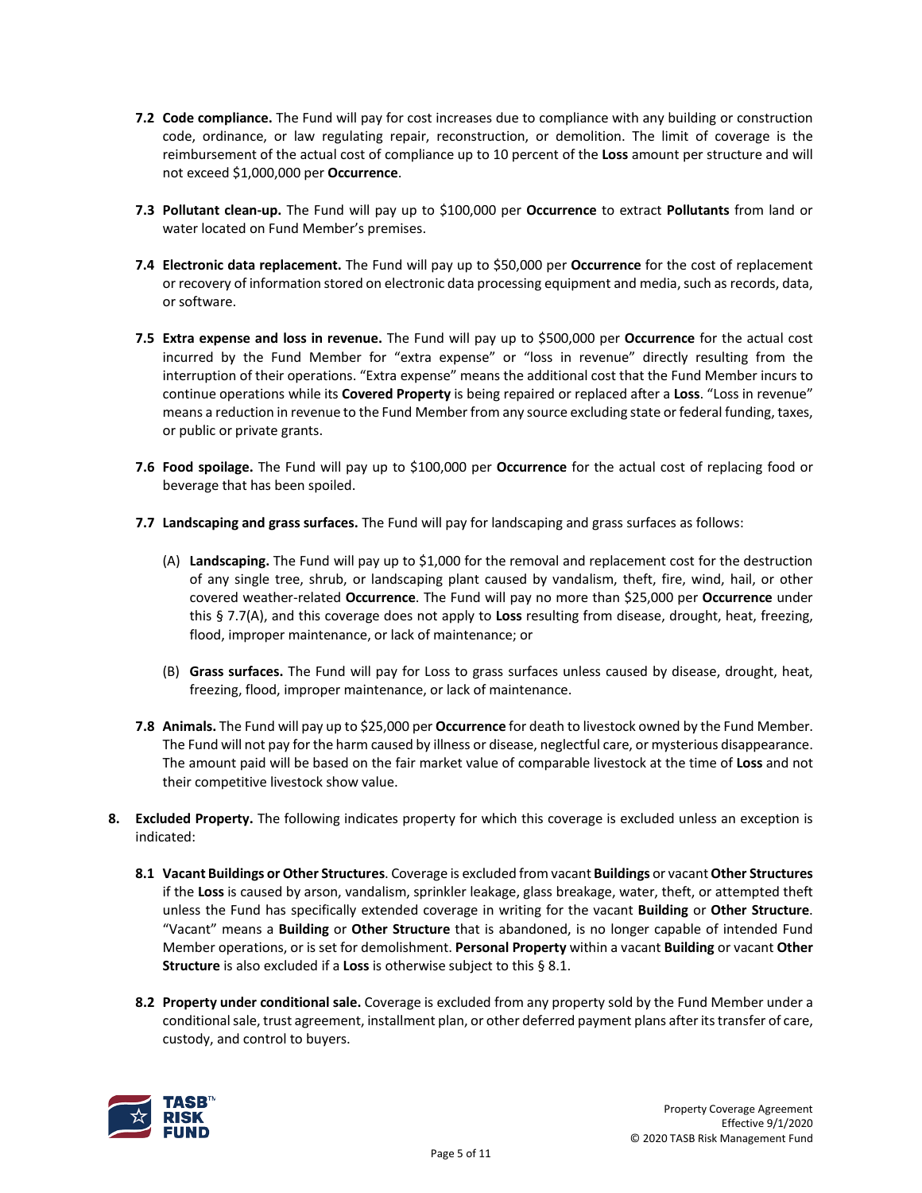**7.2 Code compliance.** The Fund will pay for cost increases due to compliance with any building or construction code, ordinance, or law regulating repair, reconstruction, or demolition. The limit of coverage is the reimbursement of the actual cost of compliance up to 10 percent of the **Loss** amount per structure and will not exceed $1,000,000 per **Occurrence**.

**7.3 Pollutant clean-up.** The Fund will pay up to $100,000 per **Occurrence** to extract **Pollutants** from land or water located on Fund Member's premises.

**7.4 Electronic data replacement.** The Fund will pay up to $50,000 per **Occurrence** for the cost of replacement or recovery of information stored on electronic data processing equipment and media, such as records, data, or software.

**7.5 Extra expense and loss in revenue.** The Fund will pay up to $500,000 per **Occurrence** for the actual cost incurred by the Fund Member for "extra expense" or "loss in revenue" directly resulting from the interruption of their operations. "Extra expense" means the additional cost that the Fund Member incurs to continue operations while its **Covered Property** is being repaired or replaced after a **Loss**. "Loss in revenue" means a reduction in revenue to the Fund Member from any source excluding state or federal funding, taxes, or public or private grants.

**7.6 Food spoilage.** The Fund will pay up to $100,000 per **Occurrence** for the actual cost of replacing food or beverage that has been spoiled.

**7.7 Landscaping and grass surfaces.** The Fund will pay for landscaping and grass surfaces as follows:

(A) **Landscaping.** The Fund will pay up to $1,000 for the removal and replacement cost for the destruction of any single tree, shrub, or landscaping plant caused by vandalism, theft, fire, wind, hail, or other covered weather-related **Occurrence**. The Fund will pay no more than $25,000 per **Occurrence** under this § 7.7(A), and this coverage does not apply to **Loss** resulting from disease, drought, heat, freezing, flood, improper maintenance, or lack of maintenance; or

(B) **Grass surfaces.** The Fund will pay for Loss to grass surfaces unless caused by disease, drought, heat, freezing, flood, improper maintenance, or lack of maintenance.

**7.8 Animals.** The Fund will pay up to $25,000 per **Occurrence** for death to livestock owned by the Fund Member. The Fund will not pay for the harm caused by illness or disease, neglectful care, or mysterious disappearance. The amount paid will be based on the fair market value of comparable livestock at the time of **Loss** and not their competitive livestock show value.

**8. Excluded Property.** The following indicates property for which this coverage is excluded unless an exception is indicated:

**8.1 Vacant Buildings or Other Structures**. Coverage is excluded from vacant **Buildings** or vacant **Other Structures** if the **Loss** is caused by arson, vandalism, sprinkler leakage, glass breakage, water, theft, or attempted theft unless the Fund has specifically extended coverage in writing for the vacant **Building** or **Other Structure**. "Vacant" means a **Building** or **Other Structure** that is abandoned, is no longer capable of intended Fund Member operations, or is set for demolishment. **Personal Property** within a vacant **Building** or vacant **Other Structure** is also excluded if a **Loss** is otherwise subject to this § 8.1.

**8.2 Property under conditional sale.** Coverage is excluded from any property sold by the Fund Member under a conditional sale, trust agreement, installment plan, or other deferred payment plans after its transfer of care, custody, and control to buyers.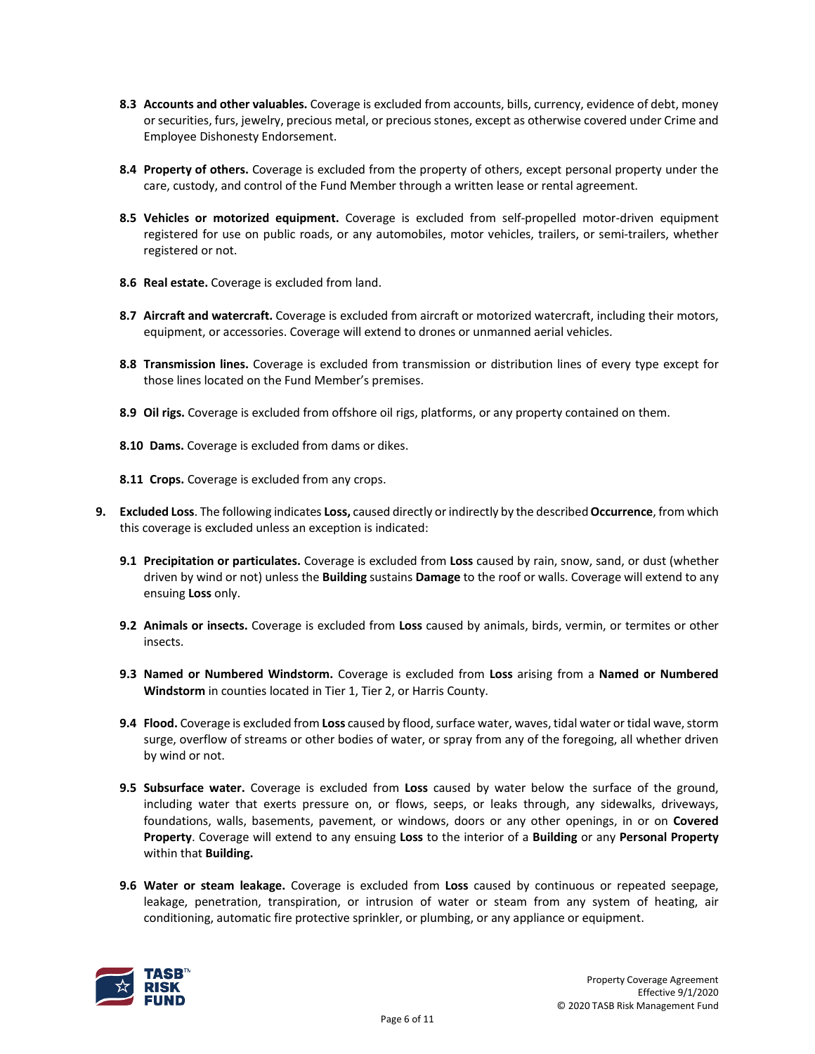**8.3 Accounts and other valuables.** Coverage is excluded from accounts, bills, currency, evidence of debt, money or securities, furs, jewelry, precious metal, or precious stones, except as otherwise covered under Crime and Employee Dishonesty Endorsement.

**8.4 Property of others.** Coverage is excluded from the property of others, except personal property under the care, custody, and control of the Fund Member through a written lease or rental agreement.

**8.5 Vehicles or motorized equipment.** Coverage is excluded from self-propelled motor-driven equipment registered for use on public roads, or any automobiles, motor vehicles, trailers, or semi-trailers, whether registered or not.

**8.6 Real estate.** Coverage is excluded from land.

**8.7 Aircraft and watercraft.** Coverage is excluded from aircraft or motorized watercraft, including their motors, equipment, or accessories. Coverage will extend to drones or unmanned aerial vehicles.

**8.8 Transmission lines.** Coverage is excluded from transmission or distribution lines of every type except for those lines located on the Fund Member's premises.

**8.9 Oil rigs.** Coverage is excluded from offshore oil rigs, platforms, or any property contained on them.

**8.10 Dams.** Coverage is excluded from dams or dikes.

**8.11 Crops.** Coverage is excluded from any crops.

**9. Excluded Loss**. The following indicates **Loss,** caused directly or indirectly by the described **Occurrence**, from which this coverage is excluded unless an exception is indicated:

**9.1 Precipitation or particulates.** Coverage is excluded from **Loss** caused by rain, snow, sand, or dust (whether driven by wind or not) unless the **Building** sustains **Damage** to the roof or walls. Coverage will extend to any ensuing **Loss** only.

**9.2 Animals or insects.** Coverage is excluded from **Loss** caused by animals, birds, vermin, or termites or other insects.

**9.3 Named or Numbered Windstorm.** Coverage is excluded from **Loss** arising from a **Named or Numbered Windstorm** in counties located in Tier 1, Tier 2, or Harris County.

**9.4 Flood.** Coverage is excluded from **Loss** caused by flood, surface water, waves, tidal water or tidal wave, storm surge, overflow of streams or other bodies of water, or spray from any of the foregoing, all whether driven by wind or not.

**9.5 Subsurface water.** Coverage is excluded from **Loss** caused by water below the surface of the ground, including water that exerts pressure on, or flows, seeps, or leaks through, any sidewalks, driveways, foundations, walls, basements, pavement, or windows, doors or any other openings, in or on **Covered Property**. Coverage will extend to any ensuing **Loss** to the interior of a **Building** or any **Personal Property** within that **Building.**

**9.6 Water or steam leakage.** Coverage is excluded from **Loss** caused by continuous or repeated seepage, leakage, penetration, transpiration, or intrusion of water or steam from any system of heating, air conditioning, automatic fire protective sprinkler, or plumbing, or any appliance or equipment.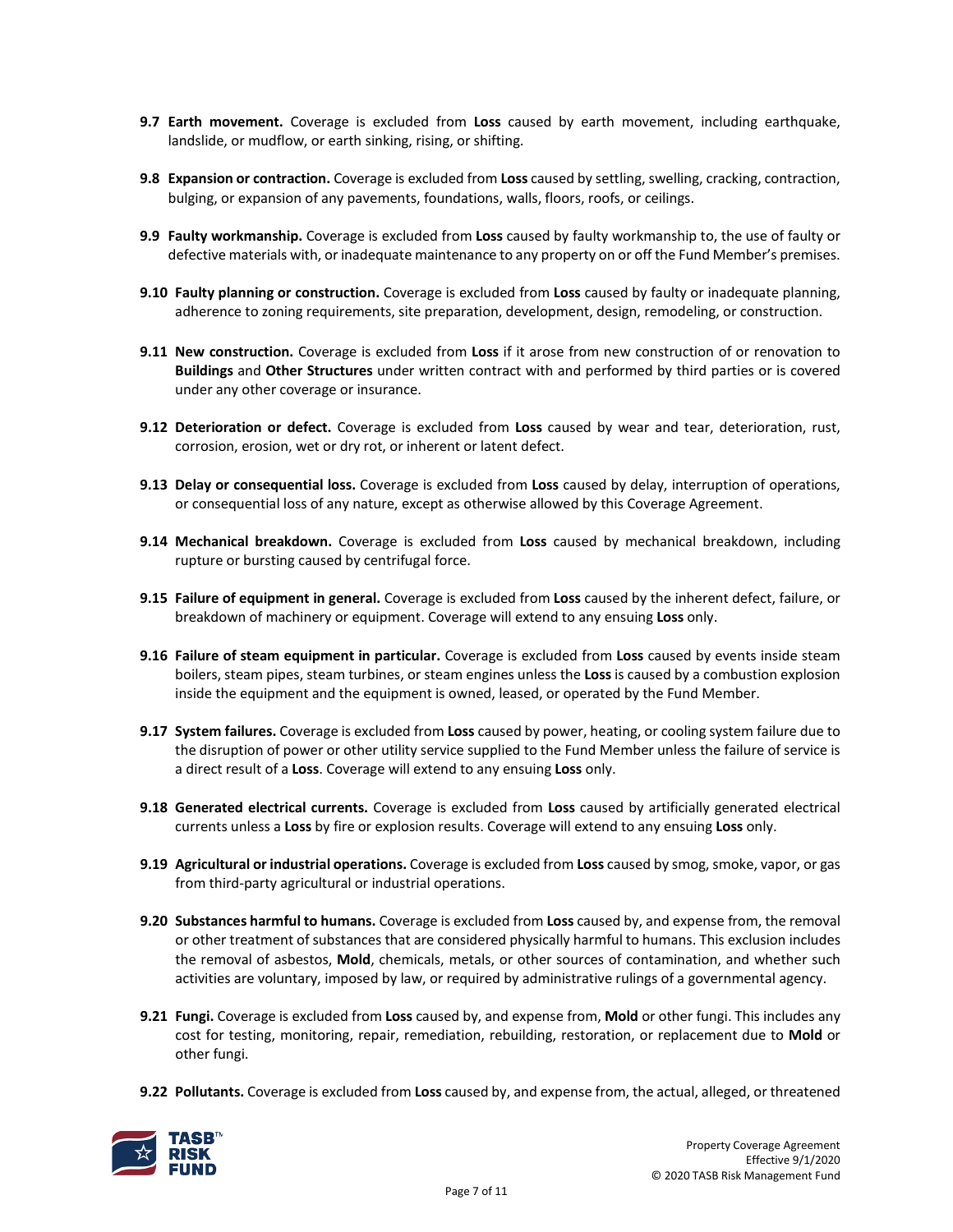**9.7 Earth movement.** Coverage is excluded from **Loss** caused by earth movement, including earthquake, landslide, or mudflow, or earth sinking, rising, or shifting.

**9.8 Expansion or contraction.** Coverage is excluded from **Loss** caused by settling, swelling, cracking, contraction, bulging, or expansion of any pavements, foundations, walls, floors, roofs, or ceilings.

**9.9 Faulty workmanship.** Coverage is excluded from **Loss** caused by faulty workmanship to, the use of faulty or defective materials with, or inadequate maintenance to any property on or off the Fund Member's premises.

**9.10 Faulty planning or construction.** Coverage is excluded from **Loss** caused by faulty or inadequate planning, adherence to zoning requirements, site preparation, development, design, remodeling, or construction.

**9.11 New construction.** Coverage is excluded from **Loss** if it arose from new construction of or renovation to **Buildings** and **Other Structures** under written contract with and performed by third parties or is covered under any other coverage or insurance.

**9.12 Deterioration or defect.** Coverage is excluded from **Loss** caused by wear and tear, deterioration, rust, corrosion, erosion, wet or dry rot, or inherent or latent defect.

**9.13 Delay or consequential loss.** Coverage is excluded from **Loss** caused by delay, interruption of operations, or consequential loss of any nature, except as otherwise allowed by this Coverage Agreement.

**9.14 Mechanical breakdown.** Coverage is excluded from **Loss** caused by mechanical breakdown, including rupture or bursting caused by centrifugal force.

**9.15 Failure of equipment in general.** Coverage is excluded from **Loss** caused by the inherent defect, failure, or breakdown of machinery or equipment. Coverage will extend to any ensuing **Loss** only.

**9.16 Failure of steam equipment in particular.** Coverage is excluded from **Loss** caused by events inside steam boilers, steam pipes, steam turbines, or steam engines unless the **Loss** is caused by a combustion explosion inside the equipment and the equipment is owned, leased, or operated by the Fund Member.

**9.17 System failures.** Coverage is excluded from **Loss** caused by power, heating, or cooling system failure due to the disruption of power or other utility service supplied to the Fund Member unless the failure of service is a direct result of a **Loss**. Coverage will extend to any ensuing **Loss** only.

**9.18 Generated electrical currents.** Coverage is excluded from **Loss** caused by artificially generated electrical currents unless a **Loss** by fire or explosion results. Coverage will extend to any ensuing **Loss** only.

**9.19 Agricultural or industrial operations.** Coverage is excluded from **Loss** caused by smog, smoke, vapor, or gas from third-party agricultural or industrial operations.

**9.20 Substances harmful to humans.** Coverage is excluded from **Loss** caused by, and expense from, the removal or other treatment of substances that are considered physically harmful to humans. This exclusion includes the removal of asbestos, **Mold**, chemicals, metals, or other sources of contamination, and whether such activities are voluntary, imposed by law, or required by administrative rulings of a governmental agency.

**9.21 Fungi.** Coverage is excluded from **Loss** caused by, and expense from, **Mold** or other fungi. This includes any cost for testing, monitoring, repair, remediation, rebuilding, restoration, or replacement due to **Mold** or other fungi.

**9.22 Pollutants.** Coverage is excluded from **Loss** caused by, and expense from, the actual, alleged, or threatened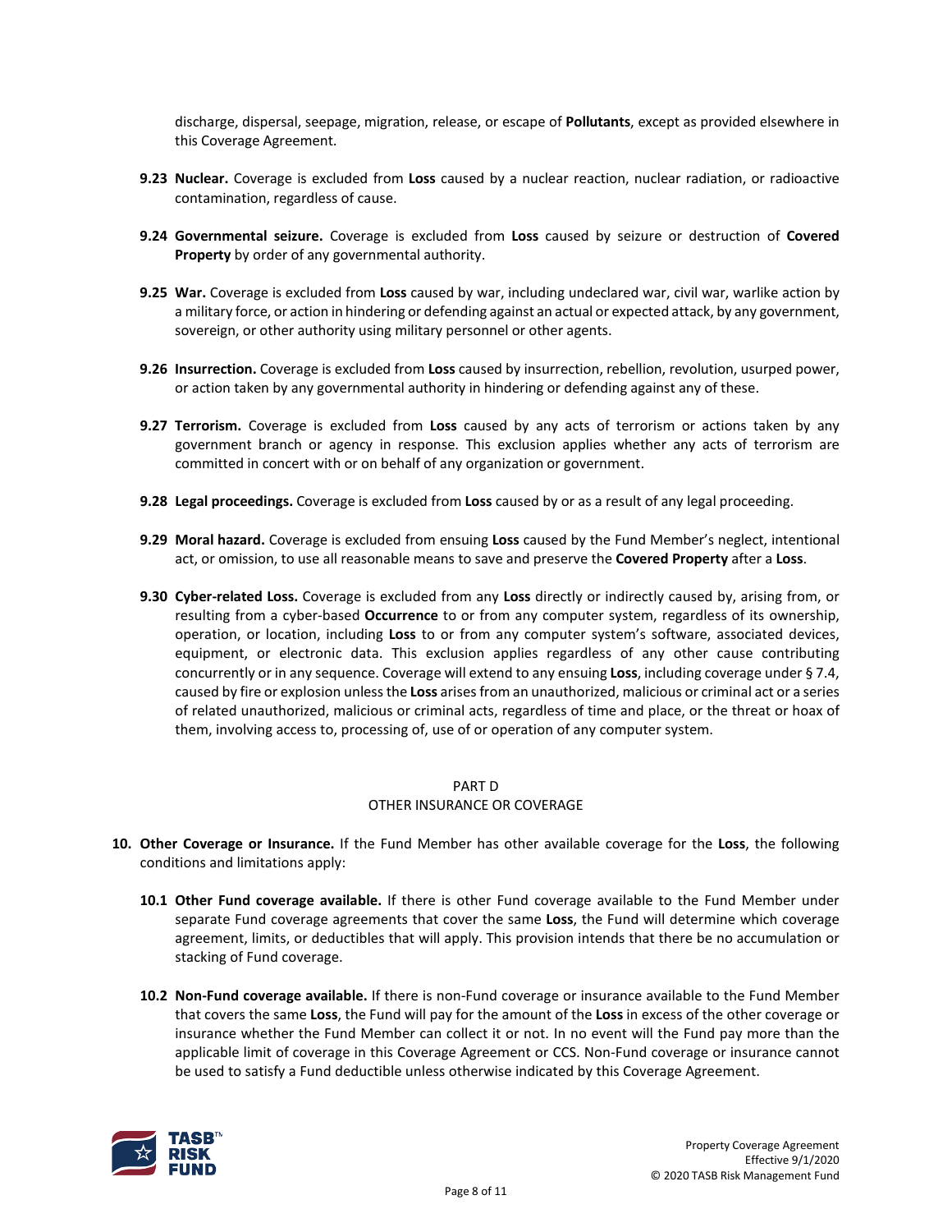discharge, dispersal, seepage, migration, release, or escape of **Pollutants**, except as provided elsewhere in this Coverage Agreement.

**9.23 Nuclear.** Coverage is excluded from **Loss** caused by a nuclear reaction, nuclear radiation, or radioactive contamination, regardless of cause.

**9.24 Governmental seizure.** Coverage is excluded from **Loss** caused by seizure or destruction of **Covered Property** by order of any governmental authority.

**9.25 War.** Coverage is excluded from **Loss** caused by war, including undeclared war, civil war, warlike action by a military force, or action in hindering or defending against an actual or expected attack, by any government, sovereign, or other authority using military personnel or other agents.

**9.26 Insurrection.** Coverage is excluded from **Loss** caused by insurrection, rebellion, revolution, usurped power, or action taken by any governmental authority in hindering or defending against any of these.

**9.27 Terrorism.** Coverage is excluded from **Loss** caused by any acts of terrorism or actions taken by any government branch or agency in response. This exclusion applies whether any acts of terrorism are committed in concert with or on behalf of any organization or government.

**9.28 Legal proceedings.** Coverage is excluded from **Loss** caused by or as a result of any legal proceeding.

**9.29 Moral hazard.** Coverage is excluded from ensuing **Loss** caused by the Fund Member's neglect, intentional act, or omission, to use all reasonable means to save and preserve the **Covered Property** after a **Loss**.

**9.30 Cyber-related Loss.** Coverage is excluded from any **Loss** directly or indirectly caused by, arising from, or resulting from a cyber-based **Occurrence** to or from any computer system, regardless of its ownership, operation, or location, including **Loss** to or from any computer system's software, associated devices, equipment, or electronic data. This exclusion applies regardless of any other cause contributing concurrently or in any sequence. Coverage will extend to any ensuing **Loss**, including coverage under § 7.4, caused by fire or explosion unless the **Loss** arises from an unauthorized, malicious or criminal act or a series of related unauthorized, malicious or criminal acts, regardless of time and place, or the threat or hoax of them, involving access to, processing of, use of or operation of any computer system.

## PART D
## OTHER INSURANCE OR COVERAGE

**10. Other Coverage or Insurance.** If the Fund Member has other available coverage for the **Loss**, the following conditions and limitations apply:

**10.1 Other Fund coverage available.** If there is other Fund coverage available to the Fund Member under separate Fund coverage agreements that cover the same **Loss**, the Fund will determine which coverage agreement, limits, or deductibles that will apply. This provision intends that there be no accumulation or stacking of Fund coverage.

**10.2 Non-Fund coverage available.** If there is non-Fund coverage or insurance available to the Fund Member that covers the same **Loss**, the Fund will pay for the amount of the **Loss** in excess of the other coverage or insurance whether the Fund Member can collect it or not. In no event will the Fund pay more than the applicable limit of coverage in this Coverage Agreement or CCS. Non-Fund coverage or insurance cannot be used to satisfy a Fund deductible unless otherwise indicated by this Coverage Agreement.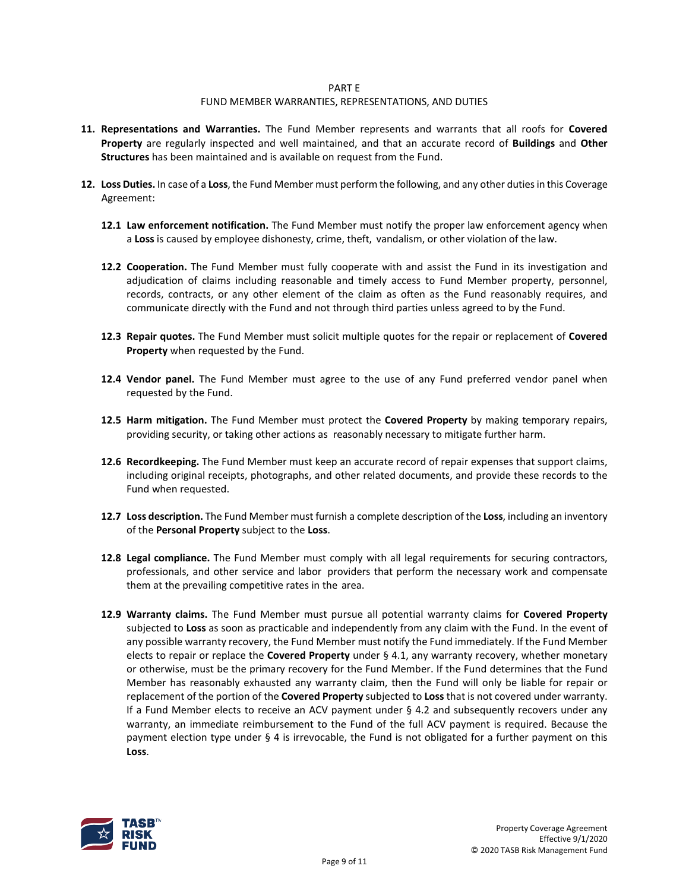## PART E
## FUND MEMBER WARRANTIES, REPRESENTATIONS, AND DUTIES

**11. Representations and Warranties.** The Fund Member represents and warrants that all roofs for **Covered Property** are regularly inspected and well maintained, and that an accurate record of **Buildings** and **Other Structures** has been maintained and is available on request from the Fund.

**12. Loss Duties.** In case of a **Loss**, the Fund Member must perform the following, and any other duties in this Coverage Agreement:

**12.1 Law enforcement notification.** The Fund Member must notify the proper law enforcement agency when a **Loss** is caused by employee dishonesty, crime, theft, vandalism, or other violation of the law.

**12.2 Cooperation.** The Fund Member must fully cooperate with and assist the Fund in its investigation and adjudication of claims including reasonable and timely access to Fund Member property, personnel, records, contracts, or any other element of the claim as often as the Fund reasonably requires, and communicate directly with the Fund and not through third parties unless agreed to by the Fund.

**12.3 Repair quotes.** The Fund Member must solicit multiple quotes for the repair or replacement of **Covered Property** when requested by the Fund.

**12.4 Vendor panel.** The Fund Member must agree to the use of any Fund preferred vendor panel when requested by the Fund.

**12.5 Harm mitigation.** The Fund Member must protect the **Covered Property** by making temporary repairs, providing security, or taking other actions as reasonably necessary to mitigate further harm.

**12.6 Recordkeeping.** The Fund Member must keep an accurate record of repair expenses that support claims, including original receipts, photographs, and other related documents, and provide these records to the Fund when requested.

**12.7 Loss description.** The Fund Member must furnish a complete description of the **Loss**, including an inventory of the **Personal Property** subject to the **Loss**.

**12.8 Legal compliance.** The Fund Member must comply with all legal requirements for securing contractors, professionals, and other service and labor providers that perform the necessary work and compensate them at the prevailing competitive rates in the area.

**12.9 Warranty claims.** The Fund Member must pursue all potential warranty claims for **Covered Property** subjected to **Loss** as soon as practicable and independently from any claim with the Fund. In the event of any possible warranty recovery, the Fund Member must notify the Fund immediately. If the Fund Member elects to repair or replace the **Covered Property** under § 4.1, any warranty recovery, whether monetary or otherwise, must be the primary recovery for the Fund Member. If the Fund determines that the Fund Member has reasonably exhausted any warranty claim, then the Fund will only be liable for repair or replacement of the portion of the **Covered Property** subjected to **Loss** that is not covered under warranty. If a Fund Member elects to receive an ACV payment under § 4.2 and subsequently recovers under any warranty, an immediate reimbursement to the Fund of the full ACV payment is required. Because the payment election type under § 4 is irrevocable, the Fund is not obligated for a further payment on this **Loss**.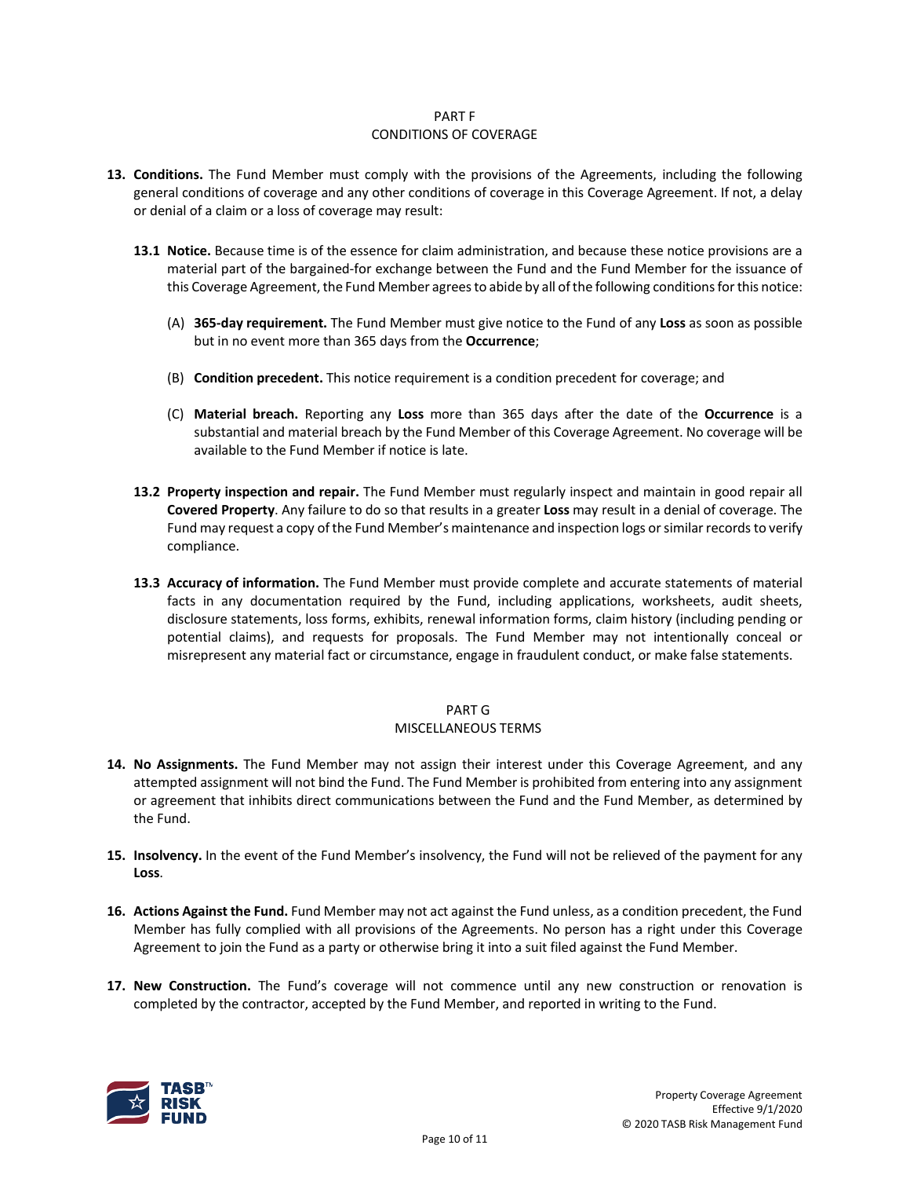## PART F
## CONDITIONS OF COVERAGE

**13. Conditions.** The Fund Member must comply with the provisions of the Agreements, including the following general conditions of coverage and any other conditions of coverage in this Coverage Agreement. If not, a delay or denial of a claim or a loss of coverage may result:

**13.1 Notice.** Because time is of the essence for claim administration, and because these notice provisions are a material part of the bargained-for exchange between the Fund and the Fund Member for the issuance of this Coverage Agreement, the Fund Member agrees to abide by all of the following conditions for this notice:

(A) **365-day requirement.** The Fund Member must give notice to the Fund of any **Loss** as soon as possible but in no event more than 365 days from the **Occurrence**;

(B) **Condition precedent.** This notice requirement is a condition precedent for coverage; and

(C) **Material breach.** Reporting any **Loss** more than 365 days after the date of the **Occurrence** is a substantial and material breach by the Fund Member of this Coverage Agreement. No coverage will be available to the Fund Member if notice is late.

**13.2 Property inspection and repair.** The Fund Member must regularly inspect and maintain in good repair all **Covered Property**. Any failure to do so that results in a greater **Loss** may result in a denial of coverage. The Fund may request a copy of the Fund Member's maintenance and inspection logs or similar records to verify compliance.

**13.3 Accuracy of information.** The Fund Member must provide complete and accurate statements of material facts in any documentation required by the Fund, including applications, worksheets, audit sheets, disclosure statements, loss forms, exhibits, renewal information forms, claim history (including pending or potential claims), and requests for proposals. The Fund Member may not intentionally conceal or misrepresent any material fact or circumstance, engage in fraudulent conduct, or make false statements.

## PART G
## MISCELLANEOUS TERMS

**14. No Assignments.** The Fund Member may not assign their interest under this Coverage Agreement, and any attempted assignment will not bind the Fund. The Fund Member is prohibited from entering into any assignment or agreement that inhibits direct communications between the Fund and the Fund Member, as determined by the Fund.

**15. Insolvency.** In the event of the Fund Member's insolvency, the Fund will not be relieved of the payment for any **Loss**.

**16. Actions Against the Fund.** Fund Member may not act against the Fund unless, as a condition precedent, the Fund Member has fully complied with all provisions of the Agreements. No person has a right under this Coverage Agreement to join the Fund as a party or otherwise bring it into a suit filed against the Fund Member.

**17. New Construction.** The Fund's coverage will not commence until any new construction or renovation is completed by the contractor, accepted by the Fund Member, and reported in writing to the Fund.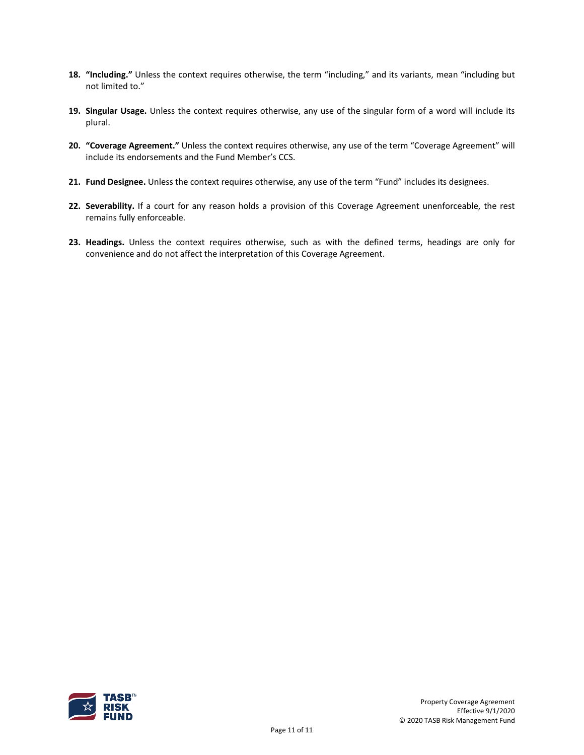18. **"Including."** Unless the context requires otherwise, the term "including," and its variants, mean "including but not limited to."

19. **Singular Usage.** Unless the context requires otherwise, any use of the singular form of a word will include its plural.

20. **"Coverage Agreement."** Unless the context requires otherwise, any use of the term "Coverage Agreement" will include its endorsements and the Fund Member's CCS.

21. **Fund Designee.** Unless the context requires otherwise, any use of the term "Fund" includes its designees.

22. **Severability.** If a court for any reason holds a provision of this Coverage Agreement unenforceable, the rest remains fully enforceable.

23. **Headings.** Unless the context requires otherwise, such as with the defined terms, headings are only for convenience and do not affect the interpretation of this Coverage Agreement.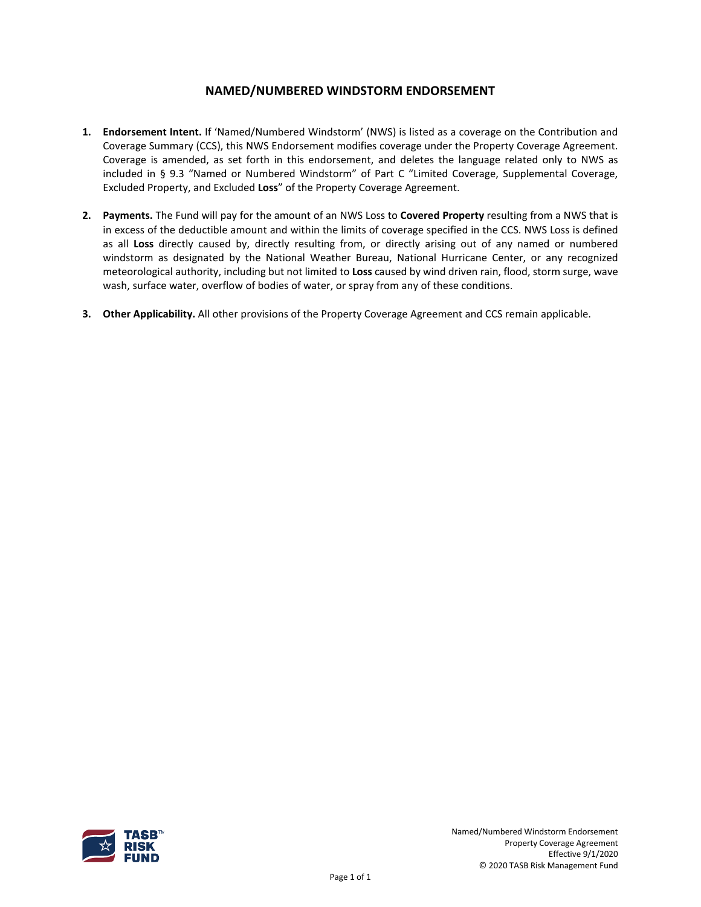# NAMED/NUMBERED WINDSTORM ENDORSEMENT

1. **Endorsement Intent.** If 'Named/Numbered Windstorm' (NWS) is listed as a coverage on the Contribution and Coverage Summary (CCS), this NWS Endorsement modifies coverage under the Property Coverage Agreement. Coverage is amended, as set forth in this endorsement, and deletes the language related only to NWS as included in § 9.3 "Named or Numbered Windstorm" of Part C "Limited Coverage, Supplemental Coverage, Excluded Property, and Excluded **Loss**" of the Property Coverage Agreement.

2. **Payments.** The Fund will pay for the amount of an NWS Loss to **Covered Property** resulting from a NWS that is in excess of the deductible amount and within the limits of coverage specified in the CCS. NWS Loss is defined as all **Loss** directly caused by, directly resulting from, or directly arising out of any named or numbered windstorm as designated by the National Weather Bureau, National Hurricane Center, or any recognized meteorological authority, including but not limited to **Loss** caused by wind driven rain, flood, storm surge, wave wash, surface water, overflow of bodies of water, or spray from any of these conditions.

3. **Other Applicability.** All other provisions of the Property Coverage Agreement and CCS remain applicable.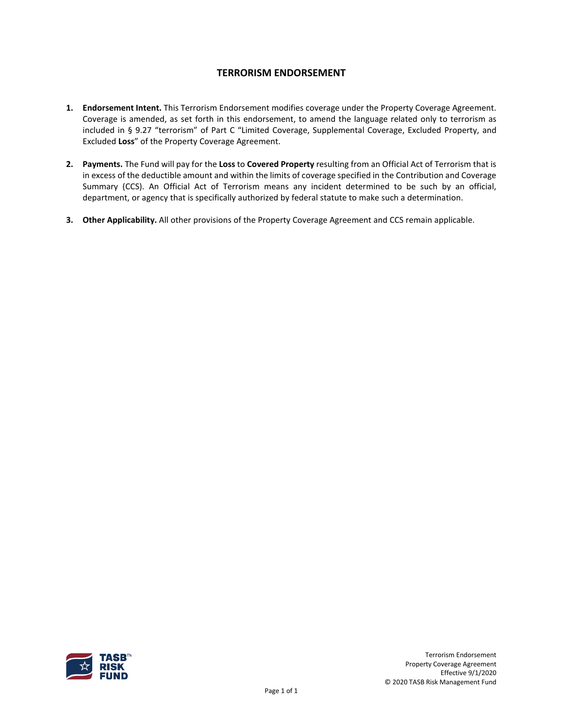# TERRORISM ENDORSEMENT

1. **Endorsement Intent.** This Terrorism Endorsement modifies coverage under the Property Coverage Agreement. Coverage is amended, as set forth in this endorsement, to amend the language related only to terrorism as included in § 9.27 "terrorism" of Part C "Limited Coverage, Supplemental Coverage, Excluded Property, and Excluded **Loss**" of the Property Coverage Agreement.

2. **Payments.** The Fund will pay for the **Loss** to **Covered Property** resulting from an Official Act of Terrorism that is in excess of the deductible amount and within the limits of coverage specified in the Contribution and Coverage Summary (CCS). An Official Act of Terrorism means any incident determined to be such by an official, department, or agency that is specifically authorized by federal statute to make such a determination.

3. **Other Applicability.** All other provisions of the Property Coverage Agreement and CCS remain applicable.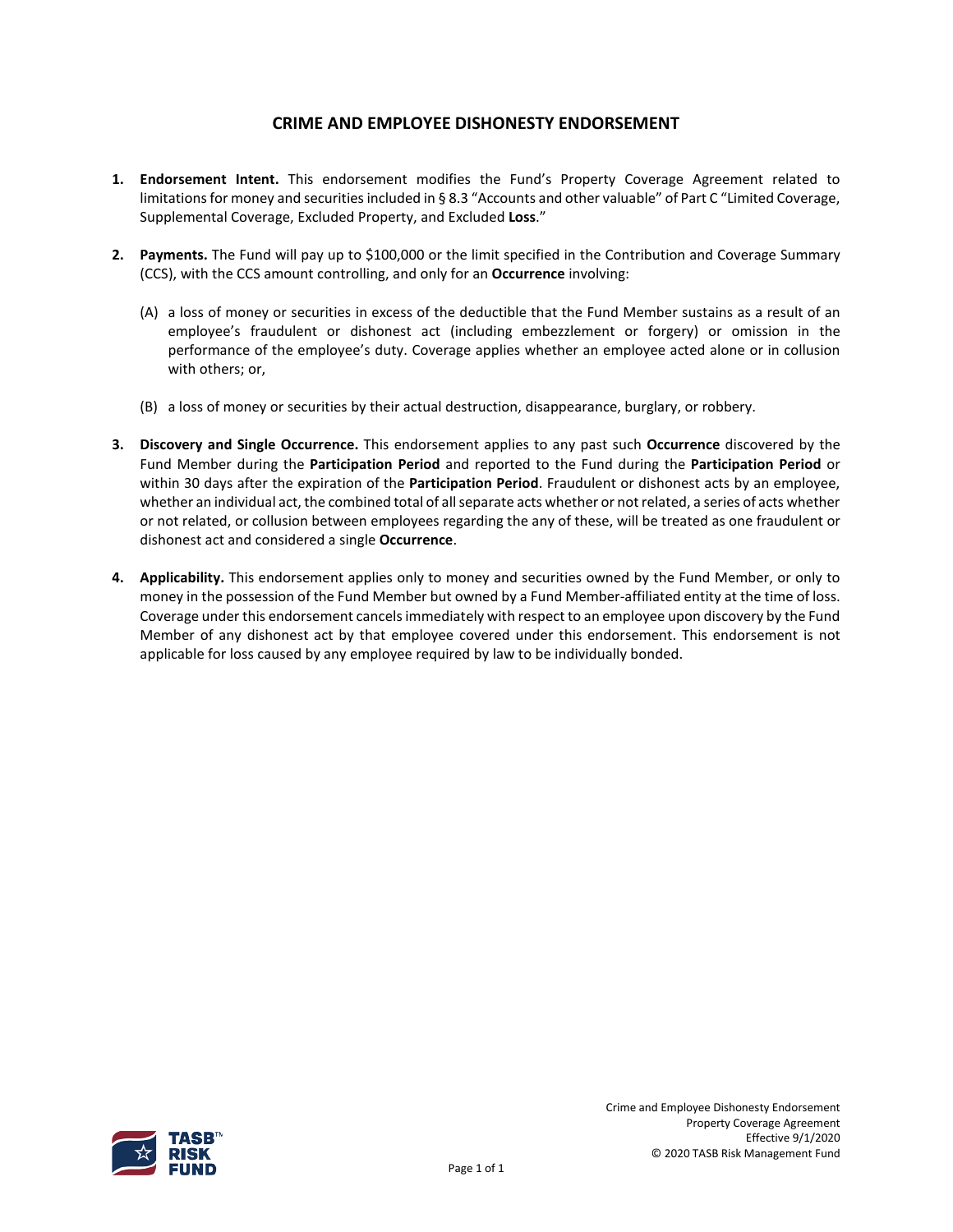# CRIME AND EMPLOYEE DISHONESTY ENDORSEMENT

1. **Endorsement Intent.** This endorsement modifies the Fund's Property Coverage Agreement related to limitations for money and securities included in § 8.3 "Accounts and other valuable" of Part C "Limited Coverage, Supplemental Coverage, Excluded Property, and Excluded **Loss**."

2. **Payments.** The Fund will pay up to $100,000 or the limit specified in the Contribution and Coverage Summary (CCS), with the CCS amount controlling, and only for an **Occurrence** involving:

   (A) a loss of money or securities in excess of the deductible that the Fund Member sustains as a result of an employee's fraudulent or dishonest act (including embezzlement or forgery) or omission in the performance of the employee's duty. Coverage applies whether an employee acted alone or in collusion with others; or,

   (B) a loss of money or securities by their actual destruction, disappearance, burglary, or robbery.

3. **Discovery and Single Occurrence.** This endorsement applies to any past such **Occurrence** discovered by the Fund Member during the **Participation Period** and reported to the Fund during the **Participation Period** or within 30 days after the expiration of the **Participation Period**. Fraudulent or dishonest acts by an employee, whether an individual act, the combined total of all separate acts whether or not related, a series of acts whether or not related, or collusion between employees regarding the any of these, will be treated as one fraudulent or dishonest act and considered a single **Occurrence**.

4. **Applicability.** This endorsement applies only to money and securities owned by the Fund Member, or only to money in the possession of the Fund Member but owned by a Fund Member-affiliated entity at the time of loss. Coverage under this endorsement cancels immediately with respect to an employee upon discovery by the Fund Member of any dishonest act by that employee covered under this endorsement. This endorsement is not applicable for loss caused by any employee required by law to be individually bonded.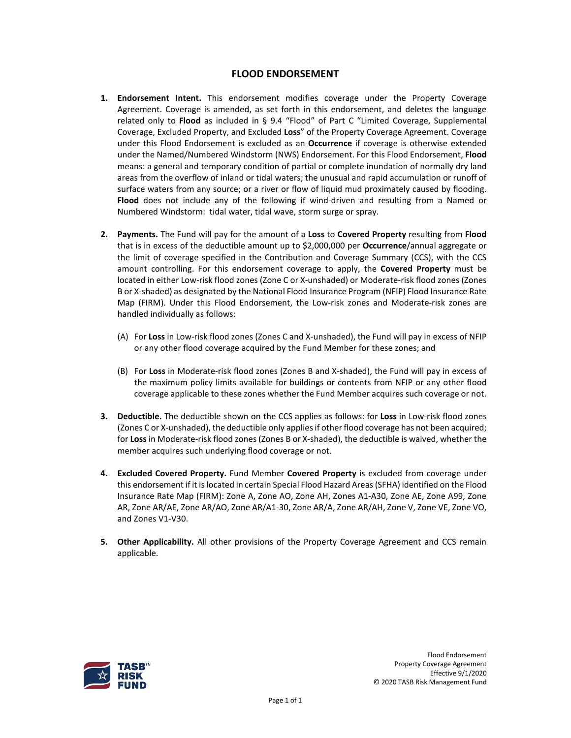# FLOOD ENDORSEMENT

1. **Endorsement Intent.** This endorsement modifies coverage under the Property Coverage Agreement. Coverage is amended, as set forth in this endorsement, and deletes the language related only to **Flood** as included in § 9.4 "Flood" of Part C "Limited Coverage, Supplemental Coverage, Excluded Property, and Excluded **Loss**" of the Property Coverage Agreement. Coverage under this Flood Endorsement is excluded as an **Occurrence** if coverage is otherwise extended under the Named/Numbered Windstorm (NWS) Endorsement. For this Flood Endorsement, **Flood** means: a general and temporary condition of partial or complete inundation of normally dry land areas from the overflow of inland or tidal waters; the unusual and rapid accumulation or runoff of surface waters from any source; or a river or flow of liquid mud proximately caused by flooding. **Flood** does not include any of the following if wind-driven and resulting from a Named or Numbered Windstorm: tidal water, tidal wave, storm surge or spray.

2. **Payments.** The Fund will pay for the amount of a **Loss** to **Covered Property** resulting from **Flood** that is in excess of the deductible amount up to $2,000,000 per **Occurrence**/annual aggregate or the limit of coverage specified in the Contribution and Coverage Summary (CCS), with the CCS amount controlling. For this endorsement coverage to apply, the **Covered Property** must be located in either Low-risk flood zones (Zone C or X-unshaded) or Moderate-risk flood zones (Zones B or X-shaded) as designated by the National Flood Insurance Program (NFIP) Flood Insurance Rate Map (FIRM). Under this Flood Endorsement, the Low-risk zones and Moderate-risk zones are handled individually as follows:

   (A) For **Loss** in Low-risk flood zones (Zones C and X-unshaded), the Fund will pay in excess of NFIP or any other flood coverage acquired by the Fund Member for these zones; and

   (B) For **Loss** in Moderate-risk flood zones (Zones B and X-shaded), the Fund will pay in excess of the maximum policy limits available for buildings or contents from NFIP or any other flood coverage applicable to these zones whether the Fund Member acquires such coverage or not.

3. **Deductible.** The deductible shown on the CCS applies as follows: for **Loss** in Low-risk flood zones (Zones C or X-unshaded), the deductible only applies if other flood coverage has not been acquired; for **Loss** in Moderate-risk flood zones (Zones B or X-shaded), the deductible is waived, whether the member acquires such underlying flood coverage or not.

4. **Excluded Covered Property.** Fund Member **Covered Property** is excluded from coverage under this endorsement if it is located in certain Special Flood Hazard Areas (SFHA) identified on the Flood Insurance Rate Map (FIRM): Zone A, Zone AO, Zone AH, Zones A1-A30, Zone AE, Zone A99, Zone AR, Zone AR/AE, Zone AR/AO, Zone AR/A1-30, Zone AR/A, Zone AR/AH, Zone V, Zone VE, Zone VO, and Zones V1-V30.

5. **Other Applicability.** All other provisions of the Property Coverage Agreement and CCS remain applicable.

Flood Endorsement
Property Coverage Agreement
Effective 9/1/2020
© 2020 TASB Risk Management Fund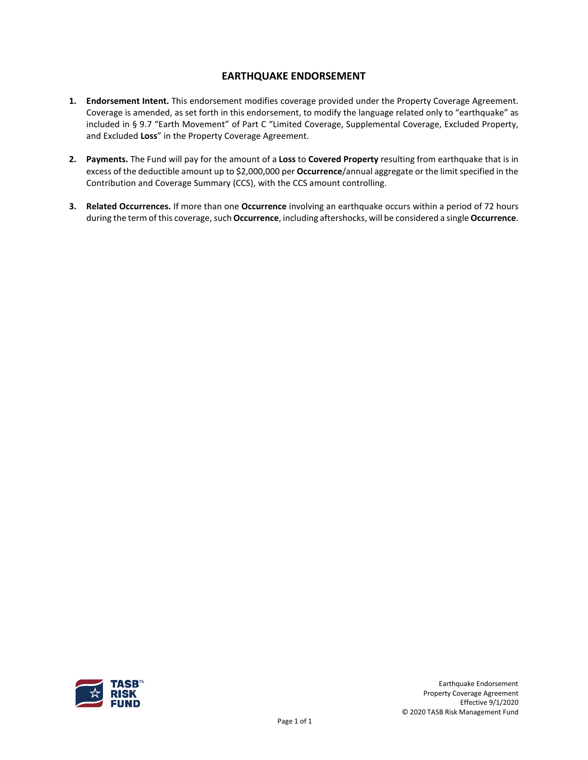# EARTHQUAKE ENDORSEMENT

1. **Endorsement Intent.** This endorsement modifies coverage provided under the Property Coverage Agreement. Coverage is amended, as set forth in this endorsement, to modify the language related only to "earthquake" as included in § 9.7 "Earth Movement" of Part C "Limited Coverage, Supplemental Coverage, Excluded Property, and Excluded **Loss**" in the Property Coverage Agreement.

2. **Payments.** The Fund will pay for the amount of a **Loss** to **Covered Property** resulting from earthquake that is in excess of the deductible amount up to $2,000,000 per **Occurrence**/annual aggregate or the limit specified in the Contribution and Coverage Summary (CCS), with the CCS amount controlling.

3. **Related Occurrences.** If more than one **Occurrence** involving an earthquake occurs within a period of 72 hours during the term of this coverage, such **Occurrence**, including aftershocks, will be considered a single **Occurrence**.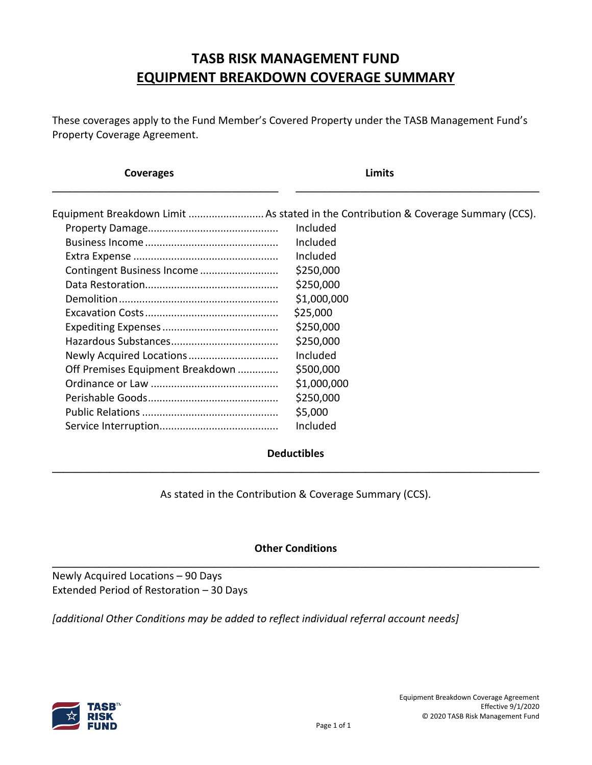# TASB RISK MANAGEMENT FUND
## EQUIPMENT BREAKDOWN COVERAGE SUMMARY

These coverages apply to the Fund Member's Covered Property under the TASB Management Fund's Property Coverage Agreement.

| Coverages | Limits |
|---|---|
| Equipment Breakdown Limit | As stated in the Contribution & Coverage Summary (CCS). |
| Property Damage | Included |
| Business Income | Included |
| Extra Expense | Included |
| Contingent Business Income | $250,000 |
| Data Restoration | $250,000 |
| Demolition | $1,000,000 |
| Excavation Costs | $25,000 |
| Expediting Expenses | $250,000 |
| Hazardous Substances | $250,000 |
| Newly Acquired Locations | Included |
| Off Premises Equipment Breakdown | $500,000 |
| Ordinance or Law | $1,000,000 |
| Perishable Goods | $250,000 |
| Public Relations | $5,000 |
| Service Interruption | Included |

### Deductibles

As stated in the Contribution & Coverage Summary (CCS).

### Other Conditions

Newly Acquired Locations – 90 Days
Extended Period of Restoration – 30 Days

*[additional Other Conditions may be added to reflect individual referral account needs]*

Equipment Breakdown Coverage Agreement
Effective 9/1/2020
© 2020 TASB Risk Management Fund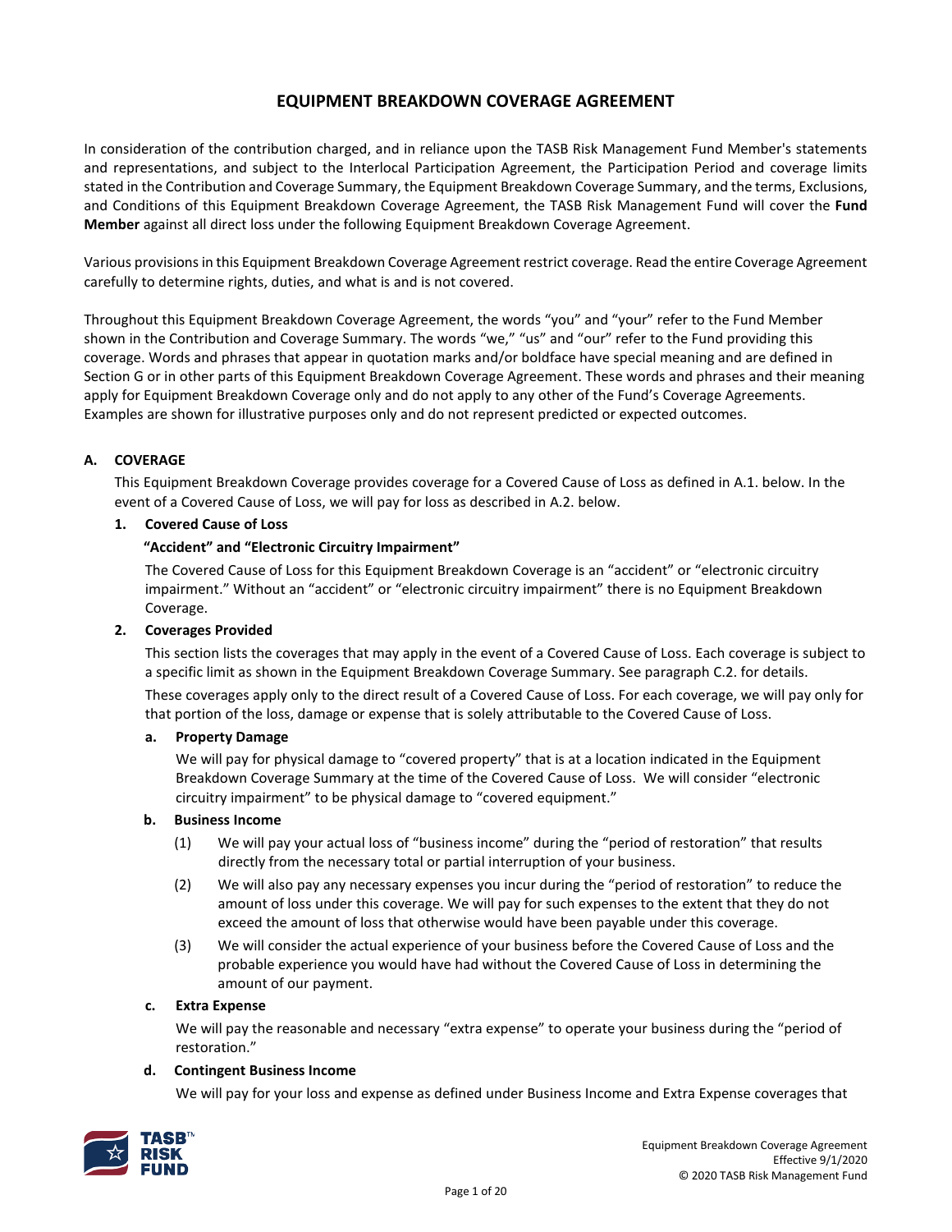# EQUIPMENT BREAKDOWN COVERAGE AGREEMENT

In consideration of the contribution charged, and in reliance upon the TASB Risk Management Fund Member's statements and representations, and subject to the Interlocal Participation Agreement, the Participation Period and coverage limits stated in the Contribution and Coverage Summary, the Equipment Breakdown Coverage Summary, and the terms, Exclusions, and Conditions of this Equipment Breakdown Coverage Agreement, the TASB Risk Management Fund will cover the **Fund Member** against all direct loss under the following Equipment Breakdown Coverage Agreement.

Various provisions in this Equipment Breakdown Coverage Agreement restrict coverage. Read the entire Coverage Agreement carefully to determine rights, duties, and what is and is not covered.

Throughout this Equipment Breakdown Coverage Agreement, the words "you" and "your" refer to the Fund Member shown in the Contribution and Coverage Summary. The words "we," "us" and "our" refer to the Fund providing this coverage. Words and phrases that appear in quotation marks and/or boldface have special meaning and are defined in Section G or in other parts of this Equipment Breakdown Coverage Agreement. These words and phrases and their meaning apply for Equipment Breakdown Coverage only and do not apply to any other of the Fund's Coverage Agreements. Examples are shown for illustrative purposes only and do not represent predicted or expected outcomes.

## A. COVERAGE

This Equipment Breakdown Coverage provides coverage for a Covered Cause of Loss as defined in A.1. below. In the event of a Covered Cause of Loss, we will pay for loss as described in A.2. below.

### 1. Covered Cause of Loss

**"Accident" and "Electronic Circuitry Impairment"**

The Covered Cause of Loss for this Equipment Breakdown Coverage is an "accident" or "electronic circuitry impairment." Without an "accident" or "electronic circuitry impairment" there is no Equipment Breakdown Coverage.

### 2. Coverages Provided

This section lists the coverages that may apply in the event of a Covered Cause of Loss. Each coverage is subject to a specific limit as shown in the Equipment Breakdown Coverage Summary. See paragraph C.2. for details.

These coverages apply only to the direct result of a Covered Cause of Loss. For each coverage, we will pay only for that portion of the loss, damage or expense that is solely attributable to the Covered Cause of Loss.

**a. Property Damage**

We will pay for physical damage to "covered property" that is at a location indicated in the Equipment Breakdown Coverage Summary at the time of the Covered Cause of Loss. We will consider "electronic circuitry impairment" to be physical damage to "covered equipment."

**b. Business Income**

(1) We will pay your actual loss of "business income" during the "period of restoration" that results directly from the necessary total or partial interruption of your business.

(2) We will also pay any necessary expenses you incur during the "period of restoration" to reduce the amount of loss under this coverage. We will pay for such expenses to the extent that they do not exceed the amount of loss that otherwise would have been payable under this coverage.

(3) We will consider the actual experience of your business before the Covered Cause of Loss and the probable experience you would have had without the Covered Cause of Loss in determining the amount of our payment.

**c. Extra Expense**

We will pay the reasonable and necessary "extra expense" to operate your business during the "period of restoration."

**d. Contingent Business Income**

We will pay for your loss and expense as defined under Business Income and Extra Expense coverages that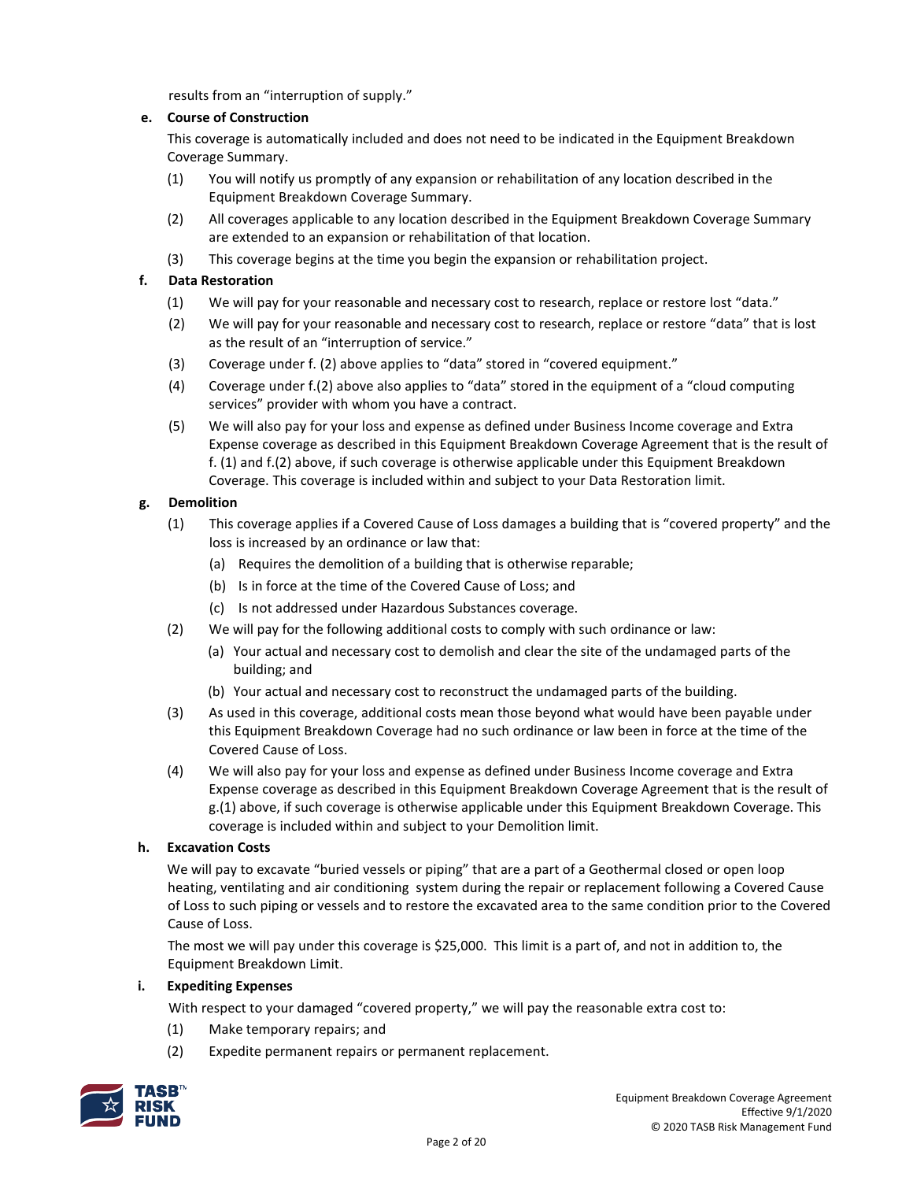results from an "interruption of supply."

**e. Course of Construction**

This coverage is automatically included and does not need to be indicated in the Equipment Breakdown Coverage Summary.

(1) You will notify us promptly of any expansion or rehabilitation of any location described in the Equipment Breakdown Coverage Summary.

(2) All coverages applicable to any location described in the Equipment Breakdown Coverage Summary are extended to an expansion or rehabilitation of that location.

(3) This coverage begins at the time you begin the expansion or rehabilitation project.

**f. Data Restoration**

(1) We will pay for your reasonable and necessary cost to research, replace or restore lost "data."

(2) We will pay for your reasonable and necessary cost to research, replace or restore "data" that is lost as the result of an "interruption of service."

(3) Coverage under f. (2) above applies to "data" stored in "covered equipment."

(4) Coverage under f.(2) above also applies to "data" stored in the equipment of a "cloud computing services" provider with whom you have a contract.

(5) We will also pay for your loss and expense as defined under Business Income coverage and Extra Expense coverage as described in this Equipment Breakdown Coverage Agreement that is the result of f. (1) and f.(2) above, if such coverage is otherwise applicable under this Equipment Breakdown Coverage. This coverage is included within and subject to your Data Restoration limit.

**g. Demolition**

(1) This coverage applies if a Covered Cause of Loss damages a building that is "covered property" and the loss is increased by an ordinance or law that:

   (a) Requires the demolition of a building that is otherwise reparable;

   (b) Is in force at the time of the Covered Cause of Loss; and

   (c) Is not addressed under Hazardous Substances coverage.

(2) We will pay for the following additional costs to comply with such ordinance or law:

   (a) Your actual and necessary cost to demolish and clear the site of the undamaged parts of the building; and

   (b) Your actual and necessary cost to reconstruct the undamaged parts of the building.

(3) As used in this coverage, additional costs mean those beyond what would have been payable under this Equipment Breakdown Coverage had no such ordinance or law been in force at the time of the Covered Cause of Loss.

(4) We will also pay for your loss and expense as defined under Business Income coverage and Extra Expense coverage as described in this Equipment Breakdown Coverage Agreement that is the result of g.(1) above, if such coverage is otherwise applicable under this Equipment Breakdown Coverage. This coverage is included within and subject to your Demolition limit.

**h. Excavation Costs**

We will pay to excavate "buried vessels or piping" that are a part of a Geothermal closed or open loop heating, ventilating and air conditioning system during the repair or replacement following a Covered Cause of Loss to such piping or vessels and to restore the excavated area to the same condition prior to the Covered Cause of Loss.

The most we will pay under this coverage is $25,000. This limit is a part of, and not in addition to, the Equipment Breakdown Limit.

**i. Expediting Expenses**

With respect to your damaged "covered property," we will pay the reasonable extra cost to:

(1) Make temporary repairs; and

(2) Expedite permanent repairs or permanent replacement.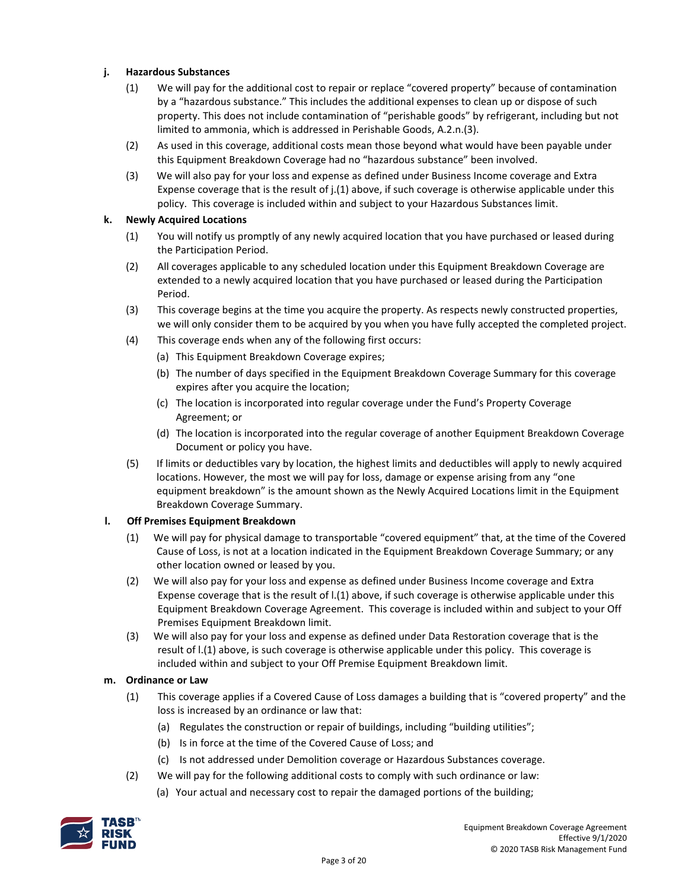**j. Hazardous Substances**

(1) We will pay for the additional cost to repair or replace "covered property" because of contamination by a "hazardous substance." This includes the additional expenses to clean up or dispose of such property. This does not include contamination of "perishable goods" by refrigerant, including but not limited to ammonia, which is addressed in Perishable Goods, A.2.n.(3).

(2) As used in this coverage, additional costs mean those beyond what would have been payable under this Equipment Breakdown Coverage had no "hazardous substance" been involved.

(3) We will also pay for your loss and expense as defined under Business Income coverage and Extra Expense coverage that is the result of j.(1) above, if such coverage is otherwise applicable under this policy. This coverage is included within and subject to your Hazardous Substances limit.

**k. Newly Acquired Locations**

(1) You will notify us promptly of any newly acquired location that you have purchased or leased during the Participation Period.

(2) All coverages applicable to any scheduled location under this Equipment Breakdown Coverage are extended to a newly acquired location that you have purchased or leased during the Participation Period.

(3) This coverage begins at the time you acquire the property. As respects newly constructed properties, we will only consider them to be acquired by you when you have fully accepted the completed project.

(4) This coverage ends when any of the following first occurs:

(a) This Equipment Breakdown Coverage expires;

(b) The number of days specified in the Equipment Breakdown Coverage Summary for this coverage expires after you acquire the location;

(c) The location is incorporated into regular coverage under the Fund's Property Coverage Agreement; or

(d) The location is incorporated into the regular coverage of another Equipment Breakdown Coverage Document or policy you have.

(5) If limits or deductibles vary by location, the highest limits and deductibles will apply to newly acquired locations. However, the most we will pay for loss, damage or expense arising from any "one equipment breakdown" is the amount shown as the Newly Acquired Locations limit in the Equipment Breakdown Coverage Summary.

**l. Off Premises Equipment Breakdown**

(1) We will pay for physical damage to transportable "covered equipment" that, at the time of the Covered Cause of Loss, is not at a location indicated in the Equipment Breakdown Coverage Summary; or any other location owned or leased by you.

(2) We will also pay for your loss and expense as defined under Business Income coverage and Extra Expense coverage that is the result of l.(1) above, if such coverage is otherwise applicable under this Equipment Breakdown Coverage Agreement. This coverage is included within and subject to your Off Premises Equipment Breakdown limit.

(3) We will also pay for your loss and expense as defined under Data Restoration coverage that is the result of l.(1) above, is such coverage is otherwise applicable under this policy. This coverage is included within and subject to your Off Premise Equipment Breakdown limit.

**m. Ordinance or Law**

(1) This coverage applies if a Covered Cause of Loss damages a building that is "covered property" and the loss is increased by an ordinance or law that:

(a) Regulates the construction or repair of buildings, including "building utilities";

(b) Is in force at the time of the Covered Cause of Loss; and

(c) Is not addressed under Demolition coverage or Hazardous Substances coverage.

(2) We will pay for the following additional costs to comply with such ordinance or law:

(a) Your actual and necessary cost to repair the damaged portions of the building;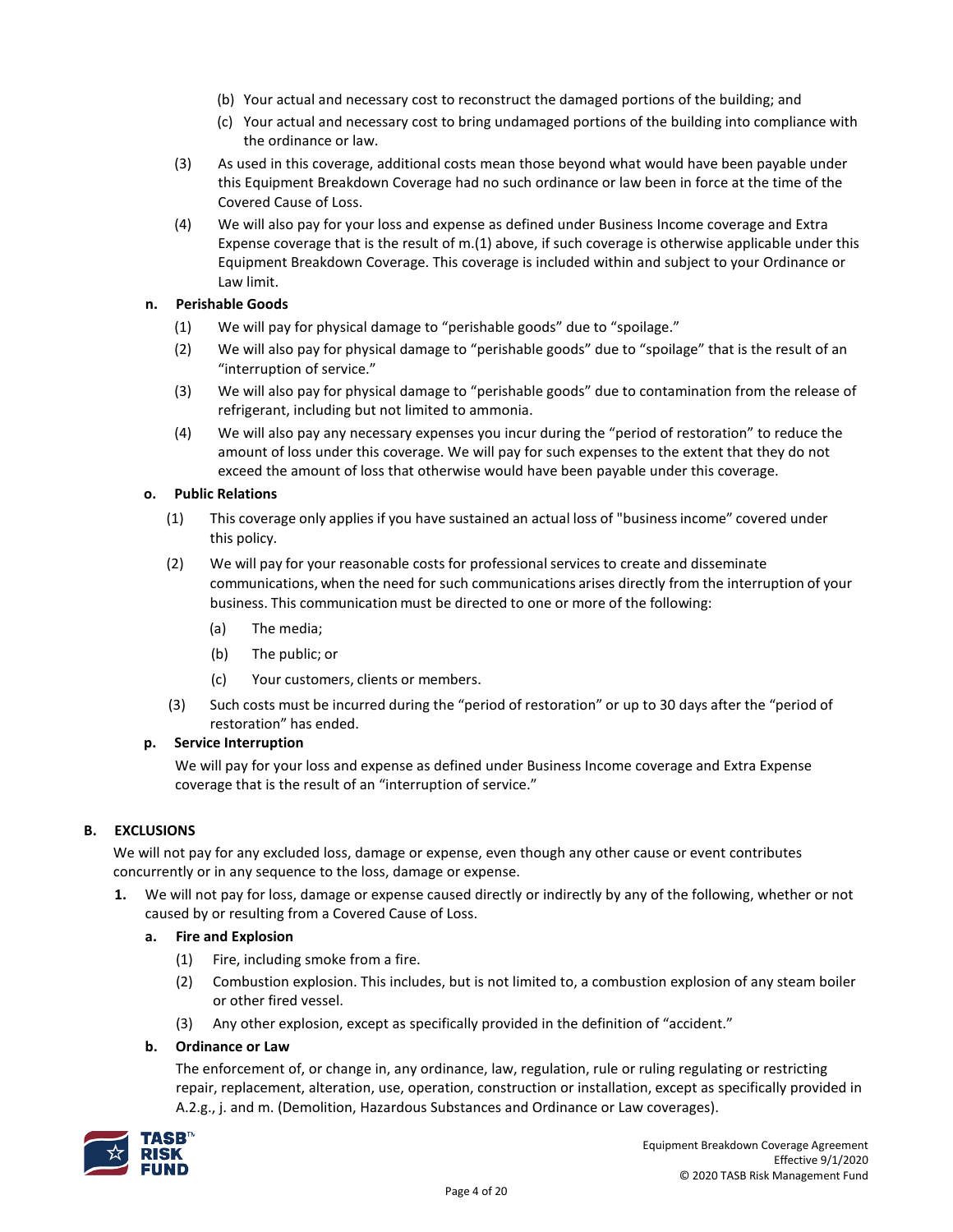(b) Your actual and necessary cost to reconstruct the damaged portions of the building; and

(c) Your actual and necessary cost to bring undamaged portions of the building into compliance with the ordinance or law.

(3) As used in this coverage, additional costs mean those beyond what would have been payable under this Equipment Breakdown Coverage had no such ordinance or law been in force at the time of the Covered Cause of Loss.

(4) We will also pay for your loss and expense as defined under Business Income coverage and Extra Expense coverage that is the result of m.(1) above, if such coverage is otherwise applicable under this Equipment Breakdown Coverage. This coverage is included within and subject to your Ordinance or Law limit.

**n. Perishable Goods**

(1) We will pay for physical damage to "perishable goods" due to "spoilage."

(2) We will also pay for physical damage to "perishable goods" due to "spoilage" that is the result of an "interruption of service."

(3) We will also pay for physical damage to "perishable goods" due to contamination from the release of refrigerant, including but not limited to ammonia.

(4) We will also pay any necessary expenses you incur during the "period of restoration" to reduce the amount of loss under this coverage. We will pay for such expenses to the extent that they do not exceed the amount of loss that otherwise would have been payable under this coverage.

**o. Public Relations**

(1) This coverage only applies if you have sustained an actual loss of "business income" covered under this policy.

(2) We will pay for your reasonable costs for professional services to create and disseminate communications, when the need for such communications arises directly from the interruption of your business. This communication must be directed to one or more of the following:

(a) The media;

(b) The public; or

(c) Your customers, clients or members.

(3) Such costs must be incurred during the "period of restoration" or up to 30 days after the "period of restoration" has ended.

**p. Service Interruption**

We will pay for your loss and expense as defined under Business Income coverage and Extra Expense coverage that is the result of an "interruption of service."

## B. EXCLUSIONS

We will not pay for any excluded loss, damage or expense, even though any other cause or event contributes concurrently or in any sequence to the loss, damage or expense.

**1.** We will not pay for loss, damage or expense caused directly or indirectly by any of the following, whether or not caused by or resulting from a Covered Cause of Loss.

**a. Fire and Explosion**

(1) Fire, including smoke from a fire.

(2) Combustion explosion. This includes, but is not limited to, a combustion explosion of any steam boiler or other fired vessel.

(3) Any other explosion, except as specifically provided in the definition of "accident."

**b. Ordinance or Law**

The enforcement of, or change in, any ordinance, law, regulation, rule or ruling regulating or restricting repair, replacement, alteration, use, operation, construction or installation, except as specifically provided in A.2.g., j. and m. (Demolition, Hazardous Substances and Ordinance or Law coverages).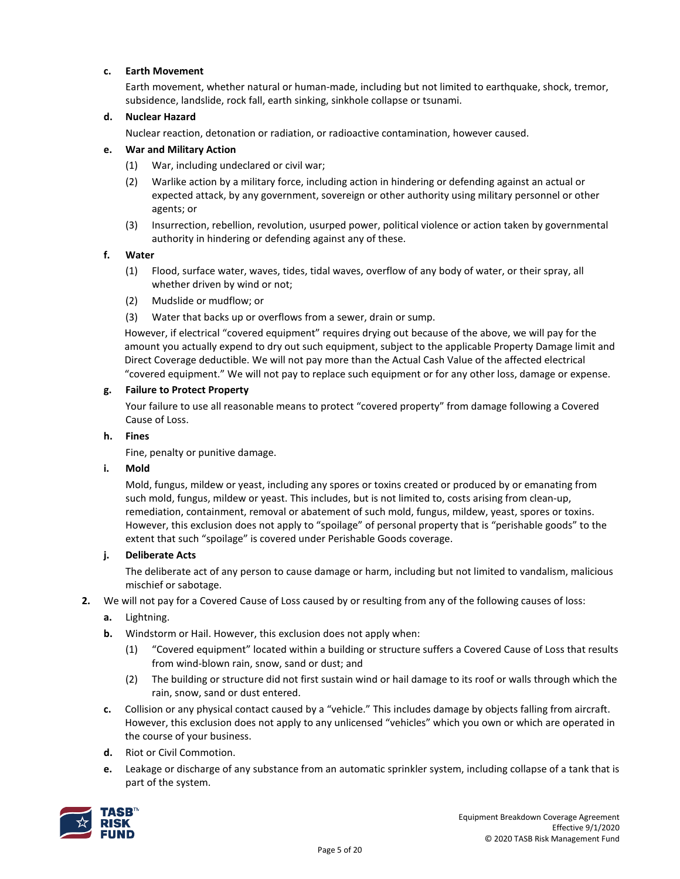**c. Earth Movement**

Earth movement, whether natural or human-made, including but not limited to earthquake, shock, tremor, subsidence, landslide, rock fall, earth sinking, sinkhole collapse or tsunami.

**d. Nuclear Hazard**

Nuclear reaction, detonation or radiation, or radioactive contamination, however caused.

**e. War and Military Action**

(1) War, including undeclared or civil war;

(2) Warlike action by a military force, including action in hindering or defending against an actual or expected attack, by any government, sovereign or other authority using military personnel or other agents; or

(3) Insurrection, rebellion, revolution, usurped power, political violence or action taken by governmental authority in hindering or defending against any of these.

**f. Water**

(1) Flood, surface water, waves, tides, tidal waves, overflow of any body of water, or their spray, all whether driven by wind or not;

(2) Mudslide or mudflow; or

(3) Water that backs up or overflows from a sewer, drain or sump.

However, if electrical "covered equipment" requires drying out because of the above, we will pay for the amount you actually expend to dry out such equipment, subject to the applicable Property Damage limit and Direct Coverage deductible. We will not pay more than the Actual Cash Value of the affected electrical "covered equipment." We will not pay to replace such equipment or for any other loss, damage or expense.

**g. Failure to Protect Property**

Your failure to use all reasonable means to protect "covered property" from damage following a Covered Cause of Loss.

**h. Fines**

Fine, penalty or punitive damage.

**i. Mold**

Mold, fungus, mildew or yeast, including any spores or toxins created or produced by or emanating from such mold, fungus, mildew or yeast. This includes, but is not limited to, costs arising from clean-up, remediation, containment, removal or abatement of such mold, fungus, mildew, yeast, spores or toxins. However, this exclusion does not apply to "spoilage" of personal property that is "perishable goods" to the extent that such "spoilage" is covered under Perishable Goods coverage.

**j. Deliberate Acts**

The deliberate act of any person to cause damage or harm, including but not limited to vandalism, malicious mischief or sabotage.

**2.** We will not pay for a Covered Cause of Loss caused by or resulting from any of the following causes of loss:

**a.** Lightning.

**b.** Windstorm or Hail. However, this exclusion does not apply when:

(1) "Covered equipment" located within a building or structure suffers a Covered Cause of Loss that results from wind-blown rain, snow, sand or dust; and

(2) The building or structure did not first sustain wind or hail damage to its roof or walls through which the rain, snow, sand or dust entered.

**c.** Collision or any physical contact caused by a "vehicle." This includes damage by objects falling from aircraft. However, this exclusion does not apply to any unlicensed "vehicles" which you own or which are operated in the course of your business.

**d.** Riot or Civil Commotion.

**e.** Leakage or discharge of any substance from an automatic sprinkler system, including collapse of a tank that is part of the system.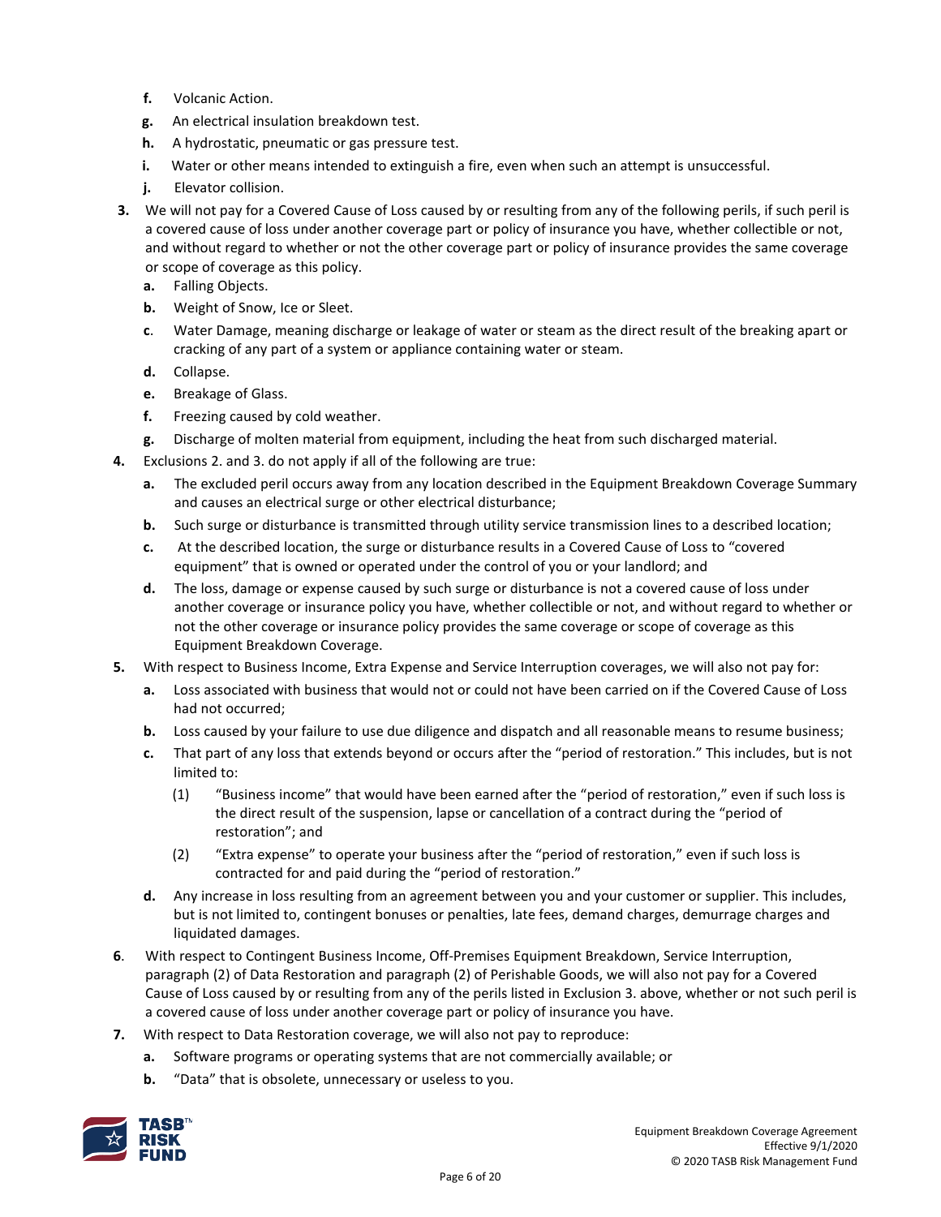- **f.** Volcanic Action.
   - **g.** An electrical insulation breakdown test.
   - **h.** A hydrostatic, pneumatic or gas pressure test.
   - **i.** Water or other means intended to extinguish a fire, even when such an attempt is unsuccessful.
   - **j.** Elevator collision.

**3.** We will not pay for a Covered Cause of Loss caused by or resulting from any of the following perils, if such peril is a covered cause of loss under another coverage part or policy of insurance you have, whether collectible or not, and without regard to whether or not the other coverage part or policy of insurance provides the same coverage or scope of coverage as this policy.

   - **a.** Falling Objects.
   - **b.** Weight of Snow, Ice or Sleet.
   - **c.** Water Damage, meaning discharge or leakage of water or steam as the direct result of the breaking apart or cracking of any part of a system or appliance containing water or steam.
   - **d.** Collapse.
   - **e.** Breakage of Glass.
   - **f.** Freezing caused by cold weather.
   - **g.** Discharge of molten material from equipment, including the heat from such discharged material.

**4.** Exclusions 2. and 3. do not apply if all of the following are true:

   - **a.** The excluded peril occurs away from any location described in the Equipment Breakdown Coverage Summary and causes an electrical surge or other electrical disturbance;
   - **b.** Such surge or disturbance is transmitted through utility service transmission lines to a described location;
   - **c.** At the described location, the surge or disturbance results in a Covered Cause of Loss to "covered equipment" that is owned or operated under the control of you or your landlord; and
   - **d.** The loss, damage or expense caused by such surge or disturbance is not a covered cause of loss under another coverage or insurance policy you have, whether collectible or not, and without regard to whether or not the other coverage or insurance policy provides the same coverage or scope of coverage as this Equipment Breakdown Coverage.

**5.** With respect to Business Income, Extra Expense and Service Interruption coverages, we will also not pay for:

   - **a.** Loss associated with business that would not or could not have been carried on if the Covered Cause of Loss had not occurred;
   - **b.** Loss caused by your failure to use due diligence and dispatch and all reasonable means to resume business;
   - **c.** That part of any loss that extends beyond or occurs after the "period of restoration." This includes, but is not limited to:
     - (1) "Business income" that would have been earned after the "period of restoration," even if such loss is the direct result of the suspension, lapse or cancellation of a contract during the "period of restoration"; and
     - (2) "Extra expense" to operate your business after the "period of restoration," even if such loss is contracted for and paid during the "period of restoration."
   - **d.** Any increase in loss resulting from an agreement between you and your customer or supplier. This includes, but is not limited to, contingent bonuses or penalties, late fees, demand charges, demurrage charges and liquidated damages.

**6.** With respect to Contingent Business Income, Off-Premises Equipment Breakdown, Service Interruption, paragraph (2) of Data Restoration and paragraph (2) of Perishable Goods, we will also not pay for a Covered Cause of Loss caused by or resulting from any of the perils listed in Exclusion 3. above, whether or not such peril is a covered cause of loss under another coverage part or policy of insurance you have.

**7.** With respect to Data Restoration coverage, we will also not pay to reproduce:

   - **a.** Software programs or operating systems that are not commercially available; or
   - **b.** "Data" that is obsolete, unnecessary or useless to you.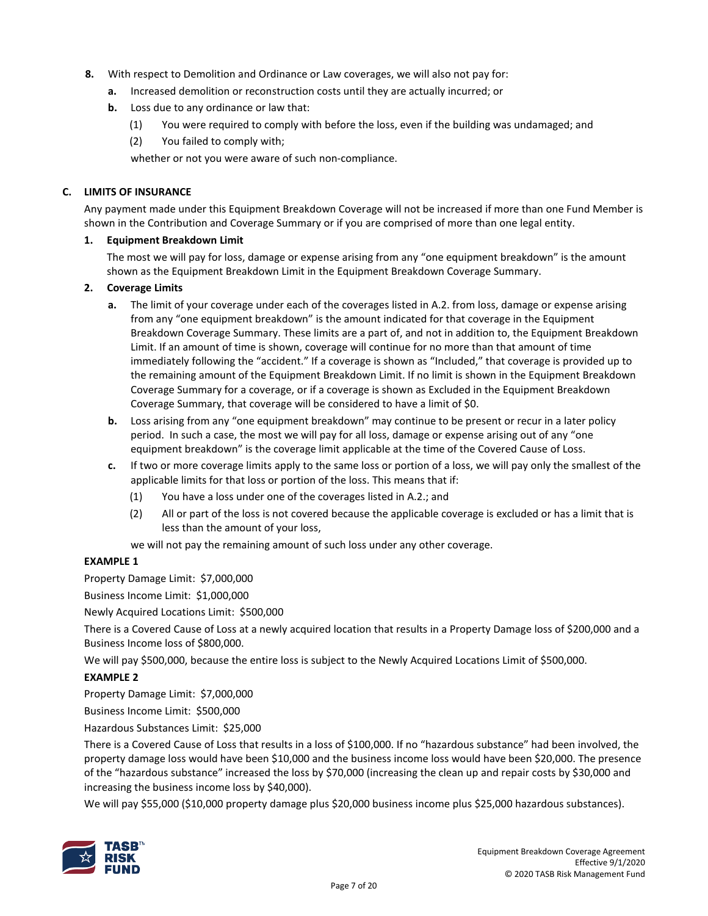8. With respect to Demolition and Ordinance or Law coverages, we will also not pay for:

   a. Increased demolition or reconstruction costs until they are actually incurred; or

   b. Loss due to any ordinance or law that:

      (1) You were required to comply with before the loss, even if the building was undamaged; and

      (2) You failed to comply with;

      whether or not you were aware of such non-compliance.

**C. LIMITS OF INSURANCE**

Any payment made under this Equipment Breakdown Coverage will not be increased if more than one Fund Member is shown in the Contribution and Coverage Summary or if you are comprised of more than one legal entity.

**1. Equipment Breakdown Limit**

The most we will pay for loss, damage or expense arising from any "one equipment breakdown" is the amount shown as the Equipment Breakdown Limit in the Equipment Breakdown Coverage Summary.

**2. Coverage Limits**

a. The limit of your coverage under each of the coverages listed in A.2. from loss, damage or expense arising from any "one equipment breakdown" is the amount indicated for that coverage in the Equipment Breakdown Coverage Summary. These limits are a part of, and not in addition to, the Equipment Breakdown Limit. If an amount of time is shown, coverage will continue for no more than that amount of time immediately following the "accident." If a coverage is shown as "Included," that coverage is provided up to the remaining amount of the Equipment Breakdown Limit. If no limit is shown in the Equipment Breakdown Coverage Summary for a coverage, or if a coverage is shown as Excluded in the Equipment Breakdown Coverage Summary, that coverage will be considered to have a limit of $0.

b. Loss arising from any "one equipment breakdown" may continue to be present or recur in a later policy period. In such a case, the most we will pay for all loss, damage or expense arising out of any "one equipment breakdown" is the coverage limit applicable at the time of the Covered Cause of Loss.

c. If two or more coverage limits apply to the same loss or portion of a loss, we will pay only the smallest of the applicable limits for that loss or portion of the loss. This means that if:

   (1) You have a loss under one of the coverages listed in A.2.; and

   (2) All or part of the loss is not covered because the applicable coverage is excluded or has a limit that is less than the amount of your loss,

   we will not pay the remaining amount of such loss under any other coverage.

**EXAMPLE 1**

Property Damage Limit: $7,000,000

Business Income Limit: $1,000,000

Newly Acquired Locations Limit: $500,000

There is a Covered Cause of Loss at a newly acquired location that results in a Property Damage loss of $200,000 and a Business Income loss of $800,000.

We will pay $500,000, because the entire loss is subject to the Newly Acquired Locations Limit of $500,000.

**EXAMPLE 2**

Property Damage Limit: $7,000,000

Business Income Limit: $500,000

Hazardous Substances Limit: $25,000

There is a Covered Cause of Loss that results in a loss of $100,000. If no "hazardous substance" had been involved, the property damage loss would have been $10,000 and the business income loss would have been $20,000. The presence of the "hazardous substance" increased the loss by $70,000 (increasing the clean up and repair costs by $30,000 and increasing the business income loss by $40,000).

We will pay $55,000 ($10,000 property damage plus $20,000 business income plus $25,000 hazardous substances).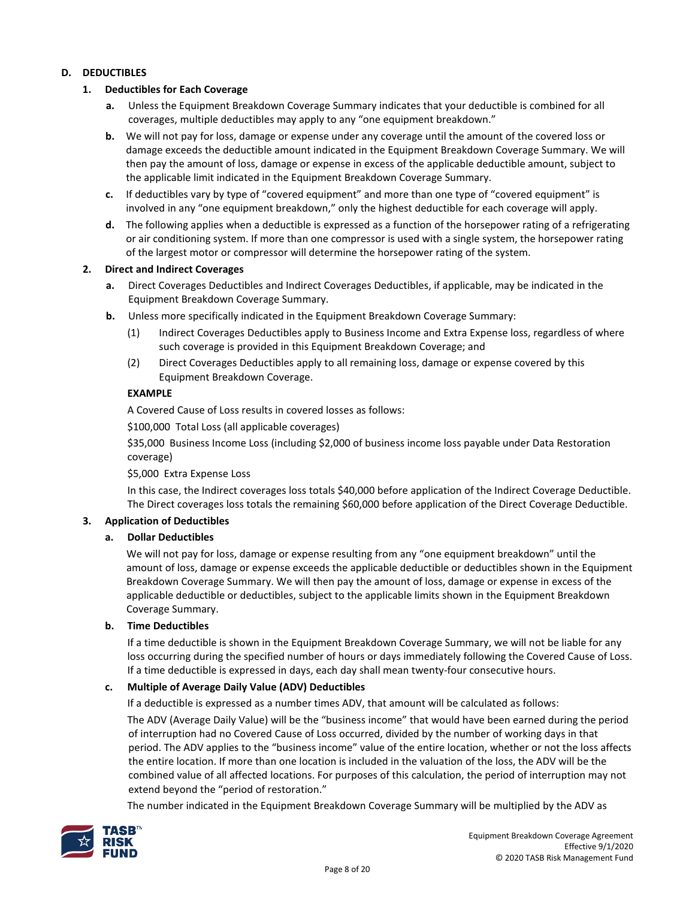## D. DEDUCTIBLES

### 1. Deductibles for Each Coverage

**a.** Unless the Equipment Breakdown Coverage Summary indicates that your deductible is combined for all coverages, multiple deductibles may apply to any "one equipment breakdown."

**b.** We will not pay for loss, damage or expense under any coverage until the amount of the covered loss or damage exceeds the deductible amount indicated in the Equipment Breakdown Coverage Summary. We will then pay the amount of loss, damage or expense in excess of the applicable deductible amount, subject to the applicable limit indicated in the Equipment Breakdown Coverage Summary.

**c.** If deductibles vary by type of "covered equipment" and more than one type of "covered equipment" is involved in any "one equipment breakdown," only the highest deductible for each coverage will apply.

**d.** The following applies when a deductible is expressed as a function of the horsepower rating of a refrigerating or air conditioning system. If more than one compressor is used with a single system, the horsepower rating of the largest motor or compressor will determine the horsepower rating of the system.

### 2. Direct and Indirect Coverages

**a.** Direct Coverages Deductibles and Indirect Coverages Deductibles, if applicable, may be indicated in the Equipment Breakdown Coverage Summary.

**b.** Unless more specifically indicated in the Equipment Breakdown Coverage Summary:

(1) Indirect Coverages Deductibles apply to Business Income and Extra Expense loss, regardless of where such coverage is provided in this Equipment Breakdown Coverage; and

(2) Direct Coverages Deductibles apply to all remaining loss, damage or expense covered by this Equipment Breakdown Coverage.

**EXAMPLE**

A Covered Cause of Loss results in covered losses as follows:

$100,000 Total Loss (all applicable coverages)

$35,000 Business Income Loss (including $2,000 of business income loss payable under Data Restoration coverage)

$5,000 Extra Expense Loss

In this case, the Indirect coverages loss totals $40,000 before application of the Indirect Coverage Deductible. The Direct coverages loss totals the remaining $60,000 before application of the Direct Coverage Deductible.

### 3. Application of Deductibles

**a. Dollar Deductibles**

We will not pay for loss, damage or expense resulting from any "one equipment breakdown" until the amount of loss, damage or expense exceeds the applicable deductible or deductibles shown in the Equipment Breakdown Coverage Summary. We will then pay the amount of loss, damage or expense in excess of the applicable deductible or deductibles, subject to the applicable limits shown in the Equipment Breakdown Coverage Summary.

**b. Time Deductibles**

If a time deductible is shown in the Equipment Breakdown Coverage Summary, we will not be liable for any loss occurring during the specified number of hours or days immediately following the Covered Cause of Loss. If a time deductible is expressed in days, each day shall mean twenty-four consecutive hours.

**c. Multiple of Average Daily Value (ADV) Deductibles**

If a deductible is expressed as a number times ADV, that amount will be calculated as follows:

The ADV (Average Daily Value) will be the "business income" that would have been earned during the period of interruption had no Covered Cause of Loss occurred, divided by the number of working days in that period. The ADV applies to the "business income" value of the entire location, whether or not the loss affects the entire location. If more than one location is included in the valuation of the loss, the ADV will be the combined value of all affected locations. For purposes of this calculation, the period of interruption may not extend beyond the "period of restoration."

The number indicated in the Equipment Breakdown Coverage Summary will be multiplied by the ADV as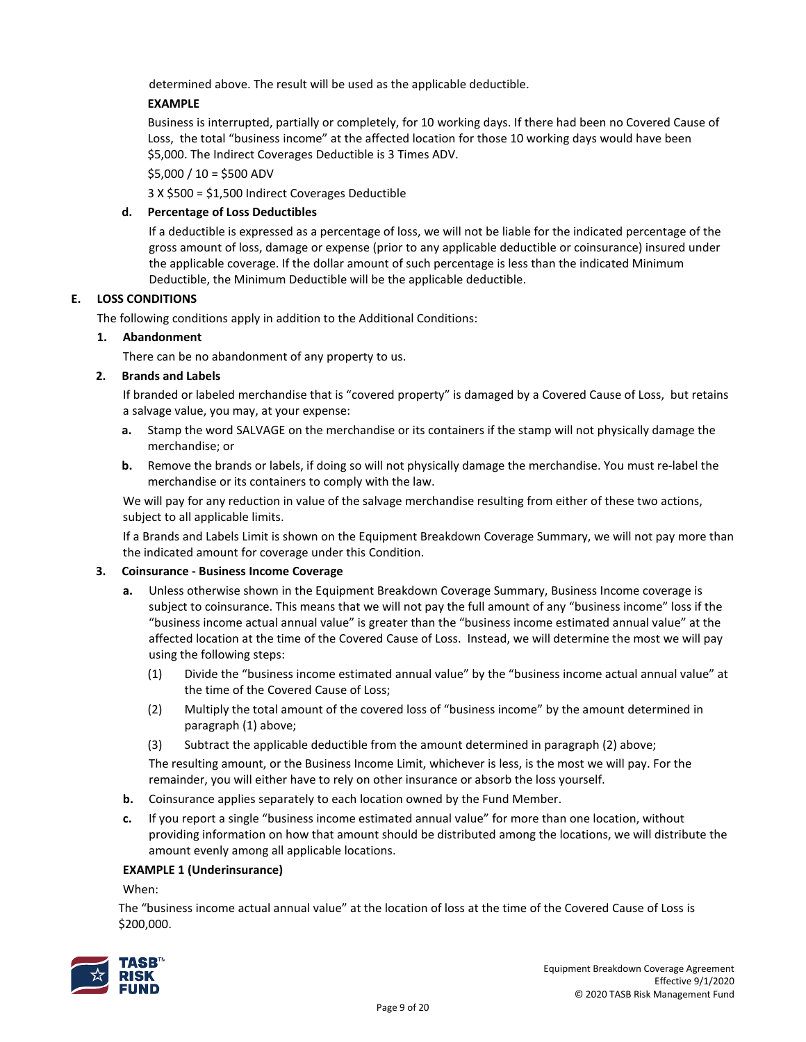determined above. The result will be used as the applicable deductible.

**EXAMPLE**

Business is interrupted, partially or completely, for 10 working days. If there had been no Covered Cause of Loss, the total "business income" at the affected location for those 10 working days would have been $5,000. The Indirect Coverages Deductible is 3 Times ADV.

$5,000 / 10 = $500 ADV

3 X $500 = $1,500 Indirect Coverages Deductible

**d. Percentage of Loss Deductibles**

If a deductible is expressed as a percentage of loss, we will not be liable for the indicated percentage of the gross amount of loss, damage or expense (prior to any applicable deductible or coinsurance) insured under the applicable coverage. If the dollar amount of such percentage is less than the indicated Minimum Deductible, the Minimum Deductible will be the applicable deductible.

## E. LOSS CONDITIONS

The following conditions apply in addition to the Additional Conditions:

### 1. Abandonment

There can be no abandonment of any property to us.

### 2. Brands and Labels

If branded or labeled merchandise that is "covered property" is damaged by a Covered Cause of Loss, but retains a salvage value, you may, at your expense:

**a.** Stamp the word SALVAGE on the merchandise or its containers if the stamp will not physically damage the merchandise; or

**b.** Remove the brands or labels, if doing so will not physically damage the merchandise. You must re-label the merchandise or its containers to comply with the law.

We will pay for any reduction in value of the salvage merchandise resulting from either of these two actions, subject to all applicable limits.

If a Brands and Labels Limit is shown on the Equipment Breakdown Coverage Summary, we will not pay more than the indicated amount for coverage under this Condition.

### 3. Coinsurance - Business Income Coverage

**a.** Unless otherwise shown in the Equipment Breakdown Coverage Summary, Business Income coverage is subject to coinsurance. This means that we will not pay the full amount of any "business income" loss if the "business income actual annual value" is greater than the "business income estimated annual value" at the affected location at the time of the Covered Cause of Loss. Instead, we will determine the most we will pay using the following steps:

(1) Divide the "business income estimated annual value" by the "business income actual annual value" at the time of the Covered Cause of Loss;

(2) Multiply the total amount of the covered loss of "business income" by the amount determined in paragraph (1) above;

(3) Subtract the applicable deductible from the amount determined in paragraph (2) above;

The resulting amount, or the Business Income Limit, whichever is less, is the most we will pay. For the remainder, you will either have to rely on other insurance or absorb the loss yourself.

**b.** Coinsurance applies separately to each location owned by the Fund Member.

**c.** If you report a single "business income estimated annual value" for more than one location, without providing information on how that amount should be distributed among the locations, we will distribute the amount evenly among all applicable locations.

**EXAMPLE 1 (Underinsurance)**

When:

The "business income actual annual value" at the location of loss at the time of the Covered Cause of Loss is $200,000.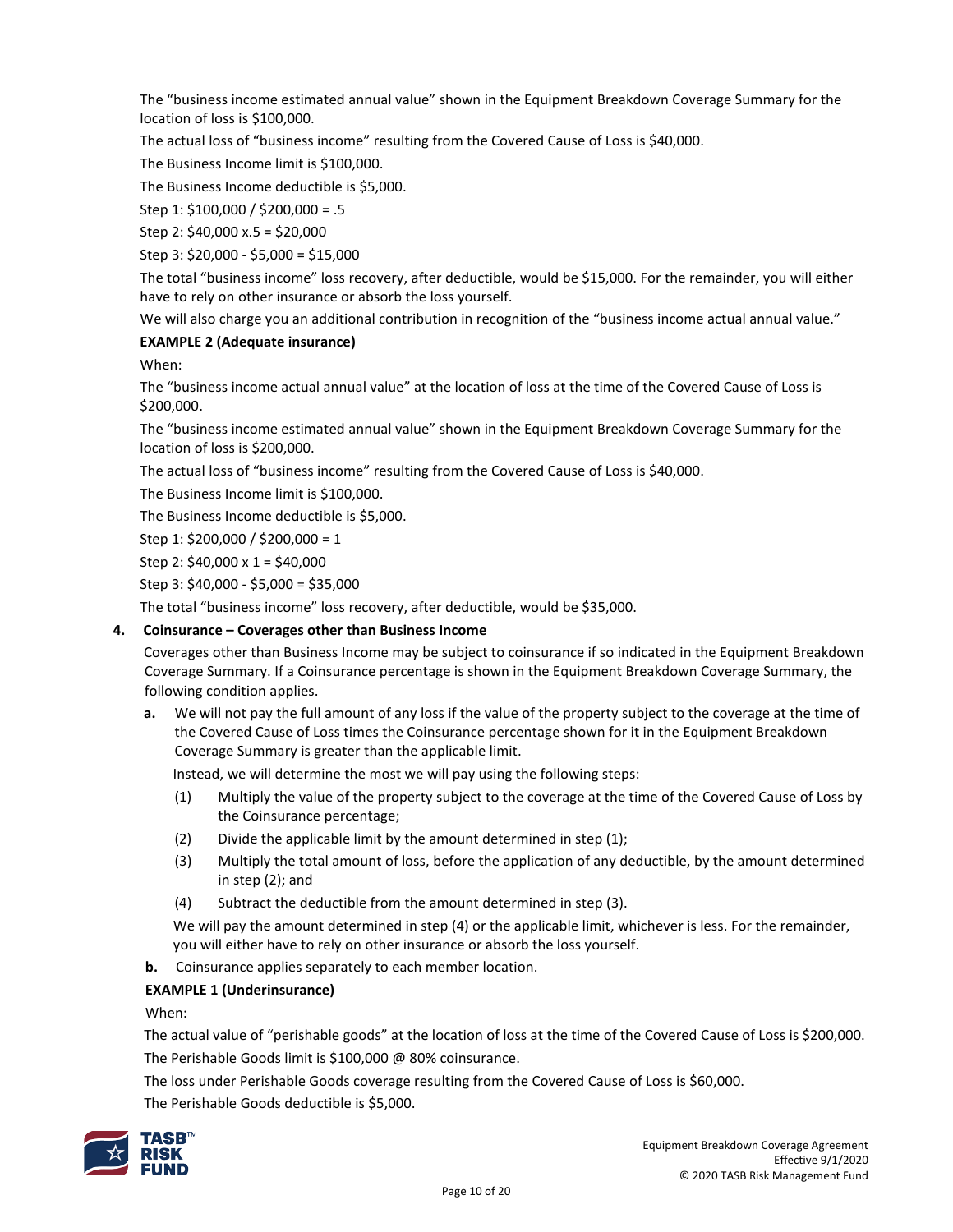The "business income estimated annual value" shown in the Equipment Breakdown Coverage Summary for the location of loss is $100,000.

The actual loss of "business income" resulting from the Covered Cause of Loss is $40,000.

The Business Income limit is $100,000.

The Business Income deductible is $5,000.

Step 1: $100,000 / $200,000 = .5

Step 2: $40,000 x.5 = $20,000

Step 3: $20,000 - $5,000 = $15,000

The total "business income" loss recovery, after deductible, would be $15,000. For the remainder, you will either have to rely on other insurance or absorb the loss yourself.

We will also charge you an additional contribution in recognition of the "business income actual annual value."

**EXAMPLE 2 (Adequate insurance)**

When:

The "business income actual annual value" at the location of loss at the time of the Covered Cause of Loss is $200,000.

The "business income estimated annual value" shown in the Equipment Breakdown Coverage Summary for the location of loss is $200,000.

The actual loss of "business income" resulting from the Covered Cause of Loss is $40,000.

The Business Income limit is $100,000.

The Business Income deductible is $5,000.

Step 1: $200,000 / $200,000 = 1

Step 2: $40,000 x 1 = $40,000

Step 3: $40,000 - $5,000 = $35,000

The total "business income" loss recovery, after deductible, would be $35,000.

**4. Coinsurance – Coverages other than Business Income**

Coverages other than Business Income may be subject to coinsurance if so indicated in the Equipment Breakdown Coverage Summary. If a Coinsurance percentage is shown in the Equipment Breakdown Coverage Summary, the following condition applies.

**a.** We will not pay the full amount of any loss if the value of the property subject to the coverage at the time of the Covered Cause of Loss times the Coinsurance percentage shown for it in the Equipment Breakdown Coverage Summary is greater than the applicable limit.

Instead, we will determine the most we will pay using the following steps:

(1) Multiply the value of the property subject to the coverage at the time of the Covered Cause of Loss by the Coinsurance percentage;

(2) Divide the applicable limit by the amount determined in step (1);

(3) Multiply the total amount of loss, before the application of any deductible, by the amount determined in step (2); and

(4) Subtract the deductible from the amount determined in step (3).

We will pay the amount determined in step (4) or the applicable limit, whichever is less. For the remainder, you will either have to rely on other insurance or absorb the loss yourself.

**b.** Coinsurance applies separately to each member location.

**EXAMPLE 1 (Underinsurance)**

When:

The actual value of "perishable goods" at the location of loss at the time of the Covered Cause of Loss is $200,000.

The Perishable Goods limit is $100,000 @ 80% coinsurance.

The loss under Perishable Goods coverage resulting from the Covered Cause of Loss is $60,000.

The Perishable Goods deductible is $5,000.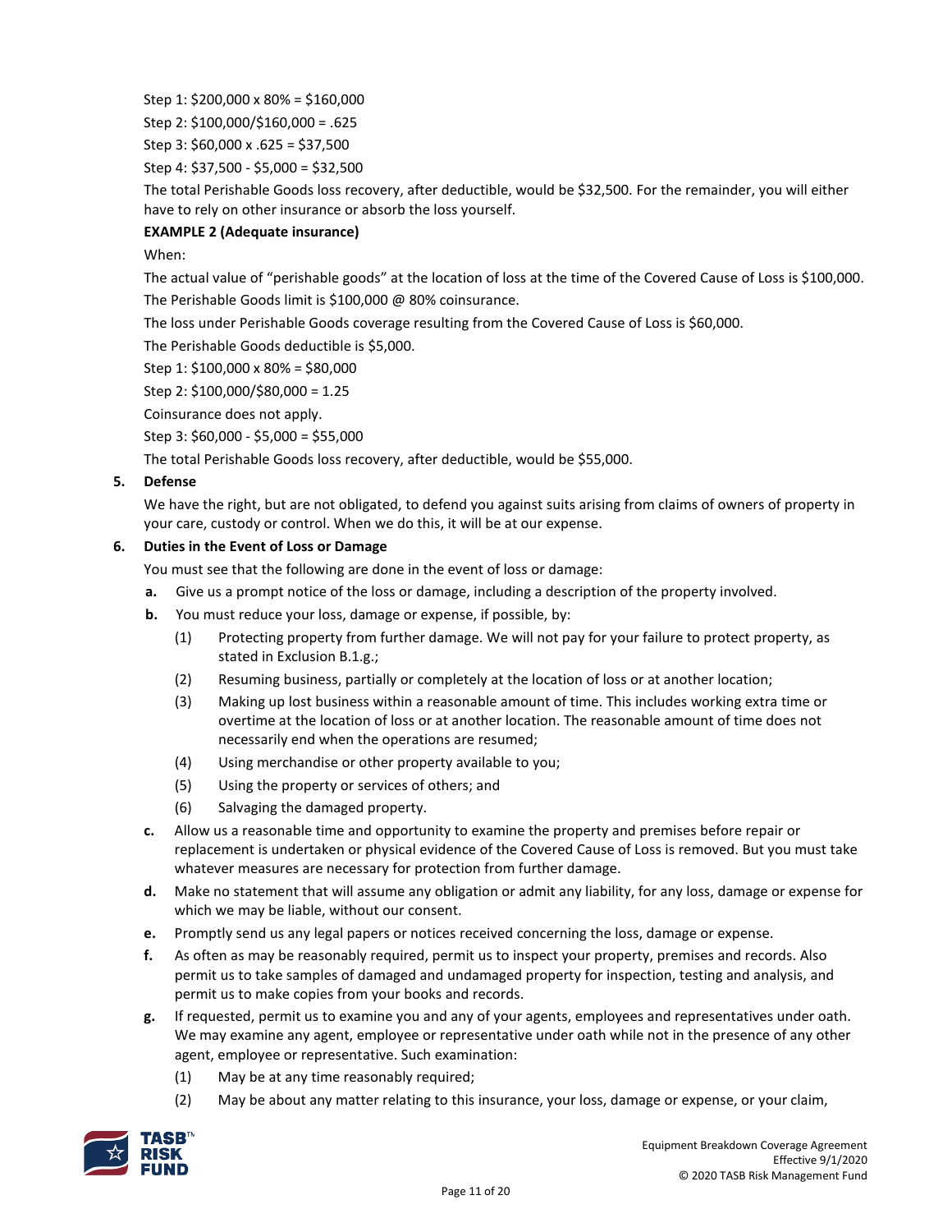Step 1: $200,000 x 80% = $160,000

Step 2: $100,000/$160,000 = .625

Step 3: $60,000 x .625 = $37,500

Step 4: $37,500 - $5,000 = $32,500

The total Perishable Goods loss recovery, after deductible, would be $32,500. For the remainder, you will either have to rely on other insurance or absorb the loss yourself.

**EXAMPLE 2 (Adequate insurance)**

When:

The actual value of "perishable goods" at the location of loss at the time of the Covered Cause of Loss is $100,000.

The Perishable Goods limit is $100,000 @ 80% coinsurance.

The loss under Perishable Goods coverage resulting from the Covered Cause of Loss is $60,000.

The Perishable Goods deductible is $5,000.

Step 1: $100,000 x 80% = $80,000

Step 2: $100,000/$80,000 = 1.25

Coinsurance does not apply.

Step 3: $60,000 - $5,000 = $55,000

The total Perishable Goods loss recovery, after deductible, would be $55,000.

**5. Defense**

We have the right, but are not obligated, to defend you against suits arising from claims of owners of property in your care, custody or control. When we do this, it will be at our expense.

**6. Duties in the Event of Loss or Damage**

You must see that the following are done in the event of loss or damage:

**a.** Give us a prompt notice of the loss or damage, including a description of the property involved.

**b.** You must reduce your loss, damage or expense, if possible, by:

(1) Protecting property from further damage. We will not pay for your failure to protect property, as stated in Exclusion B.1.g.;

(2) Resuming business, partially or completely at the location of loss or at another location;

(3) Making up lost business within a reasonable amount of time. This includes working extra time or overtime at the location of loss or at another location. The reasonable amount of time does not necessarily end when the operations are resumed;

(4) Using merchandise or other property available to you;

(5) Using the property or services of others; and

(6) Salvaging the damaged property.

**c.** Allow us a reasonable time and opportunity to examine the property and premises before repair or replacement is undertaken or physical evidence of the Covered Cause of Loss is removed. But you must take whatever measures are necessary for protection from further damage.

**d.** Make no statement that will assume any obligation or admit any liability, for any loss, damage or expense for which we may be liable, without our consent.

**e.** Promptly send us any legal papers or notices received concerning the loss, damage or expense.

**f.** As often as may be reasonably required, permit us to inspect your property, premises and records. Also permit us to take samples of damaged and undamaged property for inspection, testing and analysis, and permit us to make copies from your books and records.

**g.** If requested, permit us to examine you and any of your agents, employees and representatives under oath. We may examine any agent, employee or representative under oath while not in the presence of any other agent, employee or representative. Such examination:

(1) May be at any time reasonably required;

(2) May be about any matter relating to this insurance, your loss, damage or expense, or your claim,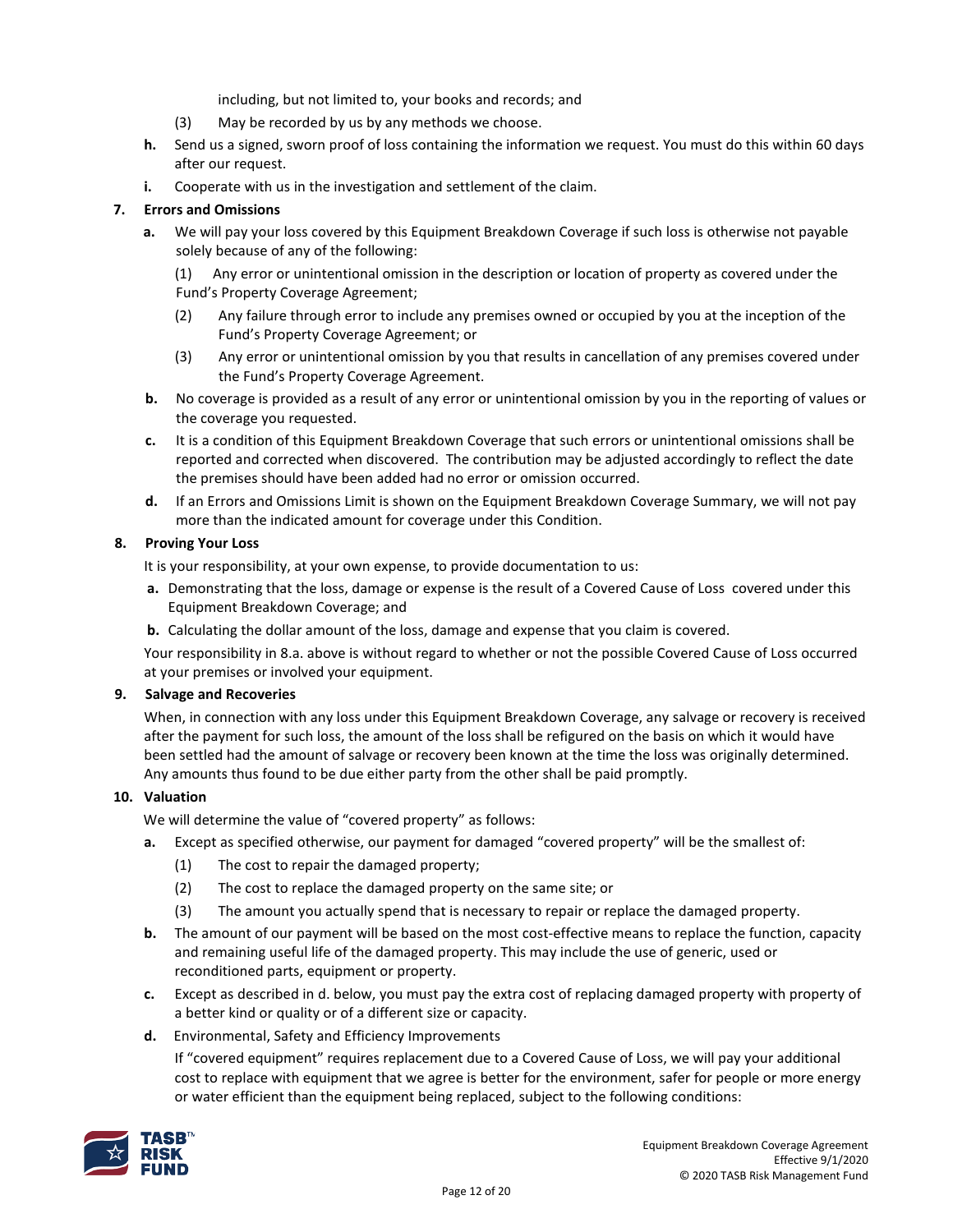including, but not limited to, your books and records; and

(3) May be recorded by us by any methods we choose.

**h.** Send us a signed, sworn proof of loss containing the information we request. You must do this within 60 days after our request.

**i.** Cooperate with us in the investigation and settlement of the claim.

**7. Errors and Omissions**

**a.** We will pay your loss covered by this Equipment Breakdown Coverage if such loss is otherwise not payable solely because of any of the following:

(1) Any error or unintentional omission in the description or location of property as covered under the Fund's Property Coverage Agreement;

(2) Any failure through error to include any premises owned or occupied by you at the inception of the Fund's Property Coverage Agreement; or

(3) Any error or unintentional omission by you that results in cancellation of any premises covered under the Fund's Property Coverage Agreement.

**b.** No coverage is provided as a result of any error or unintentional omission by you in the reporting of values or the coverage you requested.

**c.** It is a condition of this Equipment Breakdown Coverage that such errors or unintentional omissions shall be reported and corrected when discovered. The contribution may be adjusted accordingly to reflect the date the premises should have been added had no error or omission occurred.

**d.** If an Errors and Omissions Limit is shown on the Equipment Breakdown Coverage Summary, we will not pay more than the indicated amount for coverage under this Condition.

**8. Proving Your Loss**

It is your responsibility, at your own expense, to provide documentation to us:

**a.** Demonstrating that the loss, damage or expense is the result of a Covered Cause of Loss covered under this Equipment Breakdown Coverage; and

**b.** Calculating the dollar amount of the loss, damage and expense that you claim is covered.

Your responsibility in 8.a. above is without regard to whether or not the possible Covered Cause of Loss occurred at your premises or involved your equipment.

**9. Salvage and Recoveries**

When, in connection with any loss under this Equipment Breakdown Coverage, any salvage or recovery is received after the payment for such loss, the amount of the loss shall be refigured on the basis on which it would have been settled had the amount of salvage or recovery been known at the time the loss was originally determined. Any amounts thus found to be due either party from the other shall be paid promptly.

**10. Valuation**

We will determine the value of "covered property" as follows:

**a.** Except as specified otherwise, our payment for damaged "covered property" will be the smallest of:

(1) The cost to repair the damaged property;

(2) The cost to replace the damaged property on the same site; or

(3) The amount you actually spend that is necessary to repair or replace the damaged property.

**b.** The amount of our payment will be based on the most cost-effective means to replace the function, capacity and remaining useful life of the damaged property. This may include the use of generic, used or reconditioned parts, equipment or property.

**c.** Except as described in d. below, you must pay the extra cost of replacing damaged property with property of a better kind or quality or of a different size or capacity.

**d.** Environmental, Safety and Efficiency Improvements

If "covered equipment" requires replacement due to a Covered Cause of Loss, we will pay your additional cost to replace with equipment that we agree is better for the environment, safer for people or more energy or water efficient than the equipment being replaced, subject to the following conditions: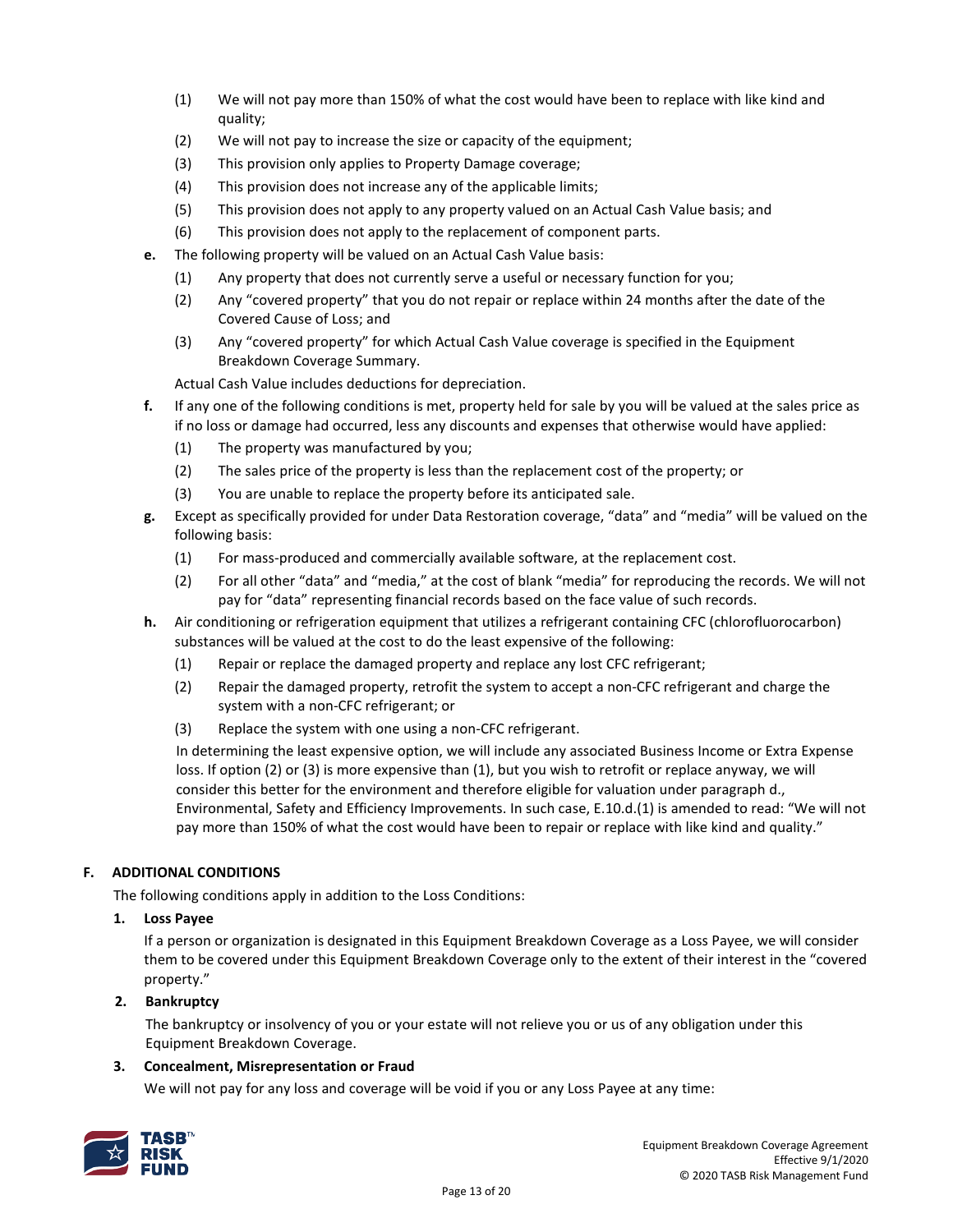(1) We will not pay more than 150% of what the cost would have been to replace with like kind and quality;

(2) We will not pay to increase the size or capacity of the equipment;

(3) This provision only applies to Property Damage coverage;

(4) This provision does not increase any of the applicable limits;

(5) This provision does not apply to any property valued on an Actual Cash Value basis; and

(6) This provision does not apply to the replacement of component parts.

**e.** The following property will be valued on an Actual Cash Value basis:

(1) Any property that does not currently serve a useful or necessary function for you;

(2) Any "covered property" that you do not repair or replace within 24 months after the date of the Covered Cause of Loss; and

(3) Any "covered property" for which Actual Cash Value coverage is specified in the Equipment Breakdown Coverage Summary.

Actual Cash Value includes deductions for depreciation.

**f.** If any one of the following conditions is met, property held for sale by you will be valued at the sales price as if no loss or damage had occurred, less any discounts and expenses that otherwise would have applied:

(1) The property was manufactured by you;

(2) The sales price of the property is less than the replacement cost of the property; or

(3) You are unable to replace the property before its anticipated sale.

**g.** Except as specifically provided for under Data Restoration coverage, "data" and "media" will be valued on the following basis:

(1) For mass-produced and commercially available software, at the replacement cost.

(2) For all other "data" and "media," at the cost of blank "media" for reproducing the records. We will not pay for "data" representing financial records based on the face value of such records.

**h.** Air conditioning or refrigeration equipment that utilizes a refrigerant containing CFC (chlorofluorocarbon) substances will be valued at the cost to do the least expensive of the following:

(1) Repair or replace the damaged property and replace any lost CFC refrigerant;

(2) Repair the damaged property, retrofit the system to accept a non-CFC refrigerant and charge the system with a non-CFC refrigerant; or

(3) Replace the system with one using a non-CFC refrigerant.

In determining the least expensive option, we will include any associated Business Income or Extra Expense loss. If option (2) or (3) is more expensive than (1), but you wish to retrofit or replace anyway, we will consider this better for the environment and therefore eligible for valuation under paragraph d., Environmental, Safety and Efficiency Improvements. In such case, E.10.d.(1) is amended to read: "We will not pay more than 150% of what the cost would have been to repair or replace with like kind and quality."

## F. ADDITIONAL CONDITIONS

The following conditions apply in addition to the Loss Conditions:

### 1. Loss Payee

If a person or organization is designated in this Equipment Breakdown Coverage as a Loss Payee, we will consider them to be covered under this Equipment Breakdown Coverage only to the extent of their interest in the "covered property."

### 2. Bankruptcy

The bankruptcy or insolvency of you or your estate will not relieve you or us of any obligation under this Equipment Breakdown Coverage.

### 3. Concealment, Misrepresentation or Fraud

We will not pay for any loss and coverage will be void if you or any Loss Payee at any time: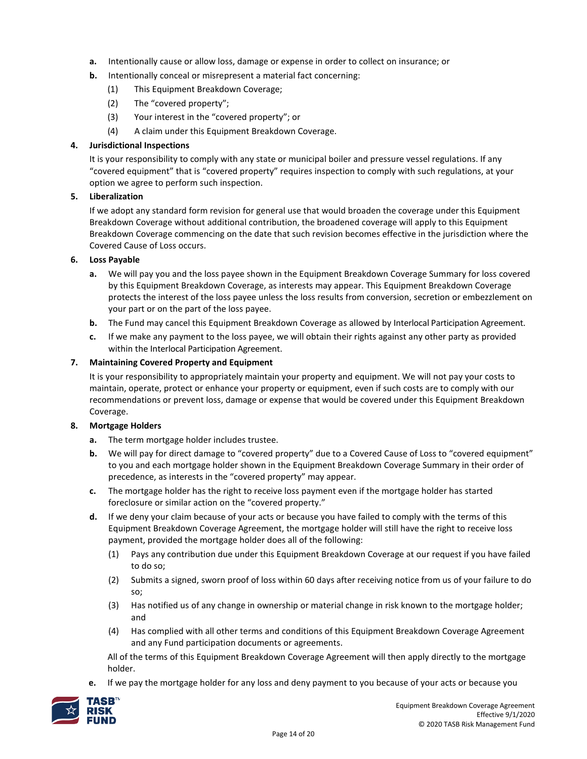- **a.** Intentionally cause or allow loss, damage or expense in order to collect on insurance; or
- **b.** Intentionally conceal or misrepresent a material fact concerning:
  - (1) This Equipment Breakdown Coverage;
  - (2) The “covered property”;
  - (3) Your interest in the “covered property”; or
  - (4) A claim under this Equipment Breakdown Coverage.

**4. Jurisdictional Inspections**

It is your responsibility to comply with any state or municipal boiler and pressure vessel regulations. If any “covered equipment” that is “covered property” requires inspection to comply with such regulations, at your option we agree to perform such inspection.

**5. Liberalization**

If we adopt any standard form revision for general use that would broaden the coverage under this Equipment Breakdown Coverage without additional contribution, the broadened coverage will apply to this Equipment Breakdown Coverage commencing on the date that such revision becomes effective in the jurisdiction where the Covered Cause of Loss occurs.

**6. Loss Payable**

- **a.** We will pay you and the loss payee shown in the Equipment Breakdown Coverage Summary for loss covered by this Equipment Breakdown Coverage, as interests may appear. This Equipment Breakdown Coverage protects the interest of the loss payee unless the loss results from conversion, secretion or embezzlement on your part or on the part of the loss payee.
- **b.** The Fund may cancel this Equipment Breakdown Coverage as allowed by Interlocal Participation Agreement.
- **c.** If we make any payment to the loss payee, we will obtain their rights against any other party as provided within the Interlocal Participation Agreement.

**7. Maintaining Covered Property and Equipment**

It is your responsibility to appropriately maintain your property and equipment. We will not pay your costs to maintain, operate, protect or enhance your property or equipment, even if such costs are to comply with our recommendations or prevent loss, damage or expense that would be covered under this Equipment Breakdown Coverage.

**8. Mortgage Holders**

- **a.** The term mortgage holder includes trustee.
- **b.** We will pay for direct damage to “covered property” due to a Covered Cause of Loss to “covered equipment” to you and each mortgage holder shown in the Equipment Breakdown Coverage Summary in their order of precedence, as interests in the “covered property” may appear.
- **c.** The mortgage holder has the right to receive loss payment even if the mortgage holder has started foreclosure or similar action on the “covered property.”
- **d.** If we deny your claim because of your acts or because you have failed to comply with the terms of this Equipment Breakdown Coverage Agreement, the mortgage holder will still have the right to receive loss payment, provided the mortgage holder does all of the following:
  - (1) Pays any contribution due under this Equipment Breakdown Coverage at our request if you have failed to do so;
  - (2) Submits a signed, sworn proof of loss within 60 days after receiving notice from us of your failure to do so;
  - (3) Has notified us of any change in ownership or material change in risk known to the mortgage holder; and
  - (4) Has complied with all other terms and conditions of this Equipment Breakdown Coverage Agreement and any Fund participation documents or agreements.

  All of the terms of this Equipment Breakdown Coverage Agreement will then apply directly to the mortgage holder.
- **e.** If we pay the mortgage holder for any loss and deny payment to you because of your acts or because you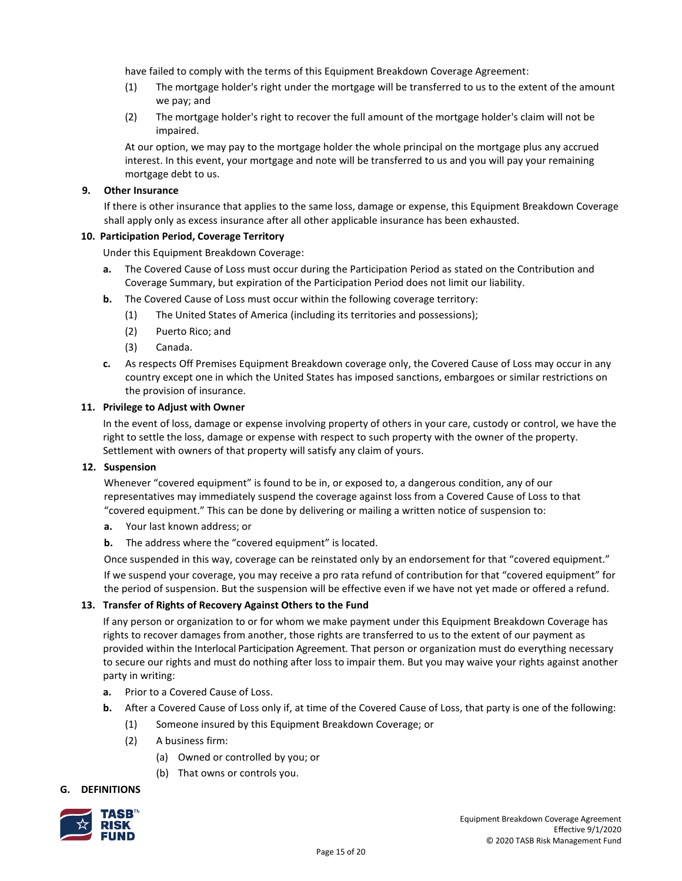have failed to comply with the terms of this Equipment Breakdown Coverage Agreement:

(1) The mortgage holder's right under the mortgage will be transferred to us to the extent of the amount we pay; and

(2) The mortgage holder's right to recover the full amount of the mortgage holder's claim will not be impaired.

At our option, we may pay to the mortgage holder the whole principal on the mortgage plus any accrued interest. In this event, your mortgage and note will be transferred to us and you will pay your remaining mortgage debt to us.

**9. Other Insurance**

If there is other insurance that applies to the same loss, damage or expense, this Equipment Breakdown Coverage shall apply only as excess insurance after all other applicable insurance has been exhausted.

**10. Participation Period, Coverage Territory**

Under this Equipment Breakdown Coverage:

**a.** The Covered Cause of Loss must occur during the Participation Period as stated on the Contribution and Coverage Summary, but expiration of the Participation Period does not limit our liability.

**b.** The Covered Cause of Loss must occur within the following coverage territory:

(1) The United States of America (including its territories and possessions);

(2) Puerto Rico; and

(3) Canada.

**c.** As respects Off Premises Equipment Breakdown coverage only, the Covered Cause of Loss may occur in any country except one in which the United States has imposed sanctions, embargoes or similar restrictions on the provision of insurance.

**11. Privilege to Adjust with Owner**

In the event of loss, damage or expense involving property of others in your care, custody or control, we have the right to settle the loss, damage or expense with respect to such property with the owner of the property. Settlement with owners of that property will satisfy any claim of yours.

**12. Suspension**

Whenever "covered equipment" is found to be in, or exposed to, a dangerous condition, any of our representatives may immediately suspend the coverage against loss from a Covered Cause of Loss to that "covered equipment." This can be done by delivering or mailing a written notice of suspension to:

**a.** Your last known address; or

**b.** The address where the "covered equipment" is located.

Once suspended in this way, coverage can be reinstated only by an endorsement for that "covered equipment."

If we suspend your coverage, you may receive a pro rata refund of contribution for that "covered equipment" for the period of suspension. But the suspension will be effective even if we have not yet made or offered a refund.

**13. Transfer of Rights of Recovery Against Others to the Fund**

If any person or organization to or for whom we make payment under this Equipment Breakdown Coverage has rights to recover damages from another, those rights are transferred to us to the extent of our payment as provided within the Interlocal Participation Agreement. That person or organization must do everything necessary to secure our rights and must do nothing after loss to impair them. But you may waive your rights against another party in writing:

**a.** Prior to a Covered Cause of Loss.

**b.** After a Covered Cause of Loss only if, at time of the Covered Cause of Loss, that party is one of the following:

(1) Someone insured by this Equipment Breakdown Coverage; or

(2) A business firm:

(a) Owned or controlled by you; or

(b) That owns or controls you.

## G. DEFINITIONS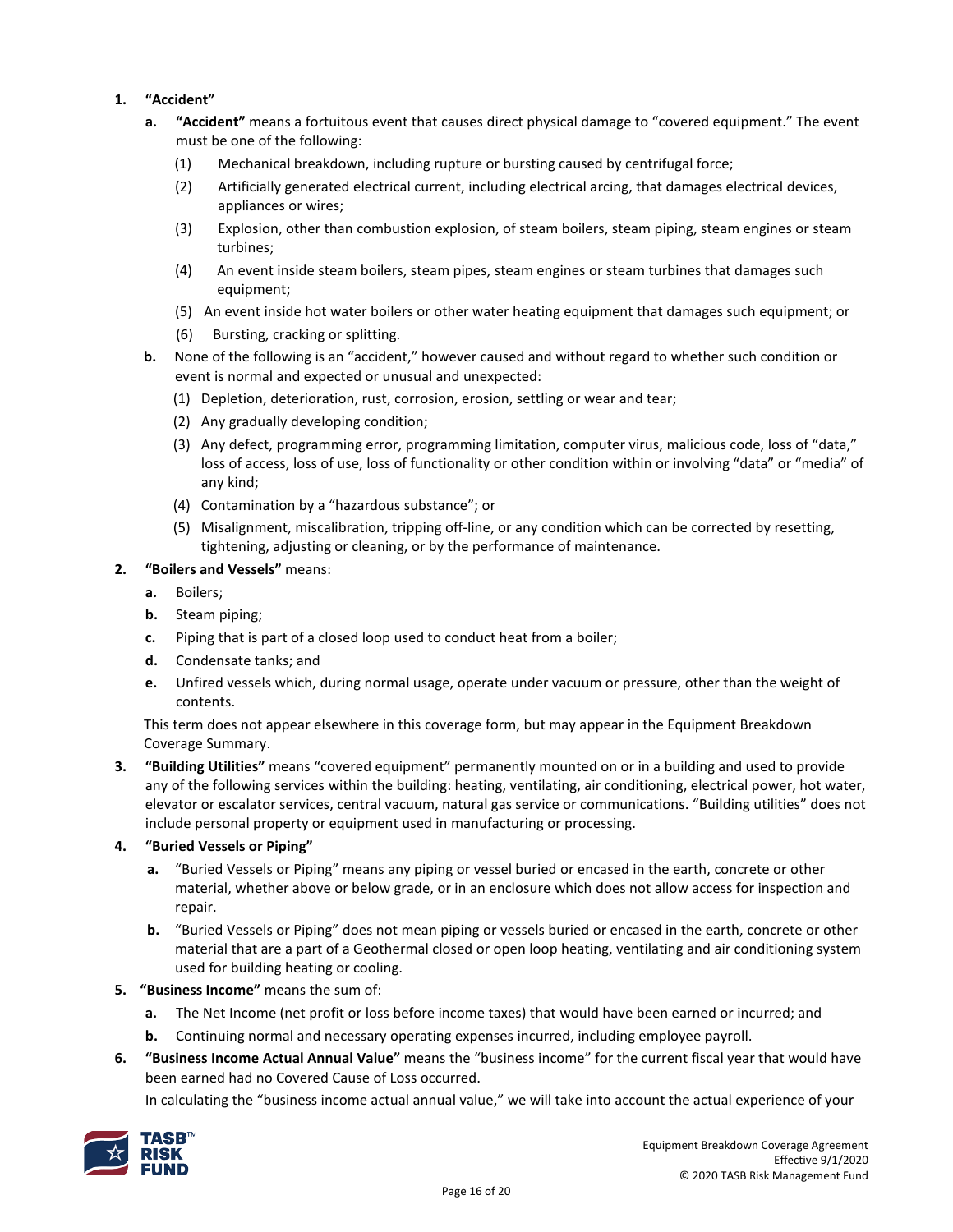1. **"Accident"**

   a. **"Accident"** means a fortuitous event that causes direct physical damage to "covered equipment." The event must be one of the following:

      (1) Mechanical breakdown, including rupture or bursting caused by centrifugal force;

      (2) Artificially generated electrical current, including electrical arcing, that damages electrical devices, appliances or wires;

      (3) Explosion, other than combustion explosion, of steam boilers, steam piping, steam engines or steam turbines;

      (4) An event inside steam boilers, steam pipes, steam engines or steam turbines that damages such equipment;

      (5) An event inside hot water boilers or other water heating equipment that damages such equipment; or

      (6) Bursting, cracking or splitting.

   b. None of the following is an "accident," however caused and without regard to whether such condition or event is normal and expected or unusual and unexpected:

      (1) Depletion, deterioration, rust, corrosion, erosion, settling or wear and tear;

      (2) Any gradually developing condition;

      (3) Any defect, programming error, programming limitation, computer virus, malicious code, loss of "data," loss of access, loss of use, loss of functionality or other condition within or involving "data" or "media" of any kind;

      (4) Contamination by a "hazardous substance"; or

      (5) Misalignment, miscalibration, tripping off-line, or any condition which can be corrected by resetting, tightening, adjusting or cleaning, or by the performance of maintenance.

2. **"Boilers and Vessels"** means:

   a. Boilers;

   b. Steam piping;

   c. Piping that is part of a closed loop used to conduct heat from a boiler;

   d. Condensate tanks; and

   e. Unfired vessels which, during normal usage, operate under vacuum or pressure, other than the weight of contents.

   This term does not appear elsewhere in this coverage form, but may appear in the Equipment Breakdown Coverage Summary.

3. **"Building Utilities"** means "covered equipment" permanently mounted on or in a building and used to provide any of the following services within the building: heating, ventilating, air conditioning, electrical power, hot water, elevator or escalator services, central vacuum, natural gas service or communications. "Building utilities" does not include personal property or equipment used in manufacturing or processing.

4. **"Buried Vessels or Piping"**

   a. "Buried Vessels or Piping" means any piping or vessel buried or encased in the earth, concrete or other material, whether above or below grade, or in an enclosure which does not allow access for inspection and repair.

   b. "Buried Vessels or Piping" does not mean piping or vessels buried or encased in the earth, concrete or other material that are a part of a Geothermal closed or open loop heating, ventilating and air conditioning system used for building heating or cooling.

5. **"Business Income"** means the sum of:

   a. The Net Income (net profit or loss before income taxes) that would have been earned or incurred; and

   b. Continuing normal and necessary operating expenses incurred, including employee payroll.

6. **"Business Income Actual Annual Value"** means the "business income" for the current fiscal year that would have been earned had no Covered Cause of Loss occurred.

   In calculating the "business income actual annual value," we will take into account the actual experience of your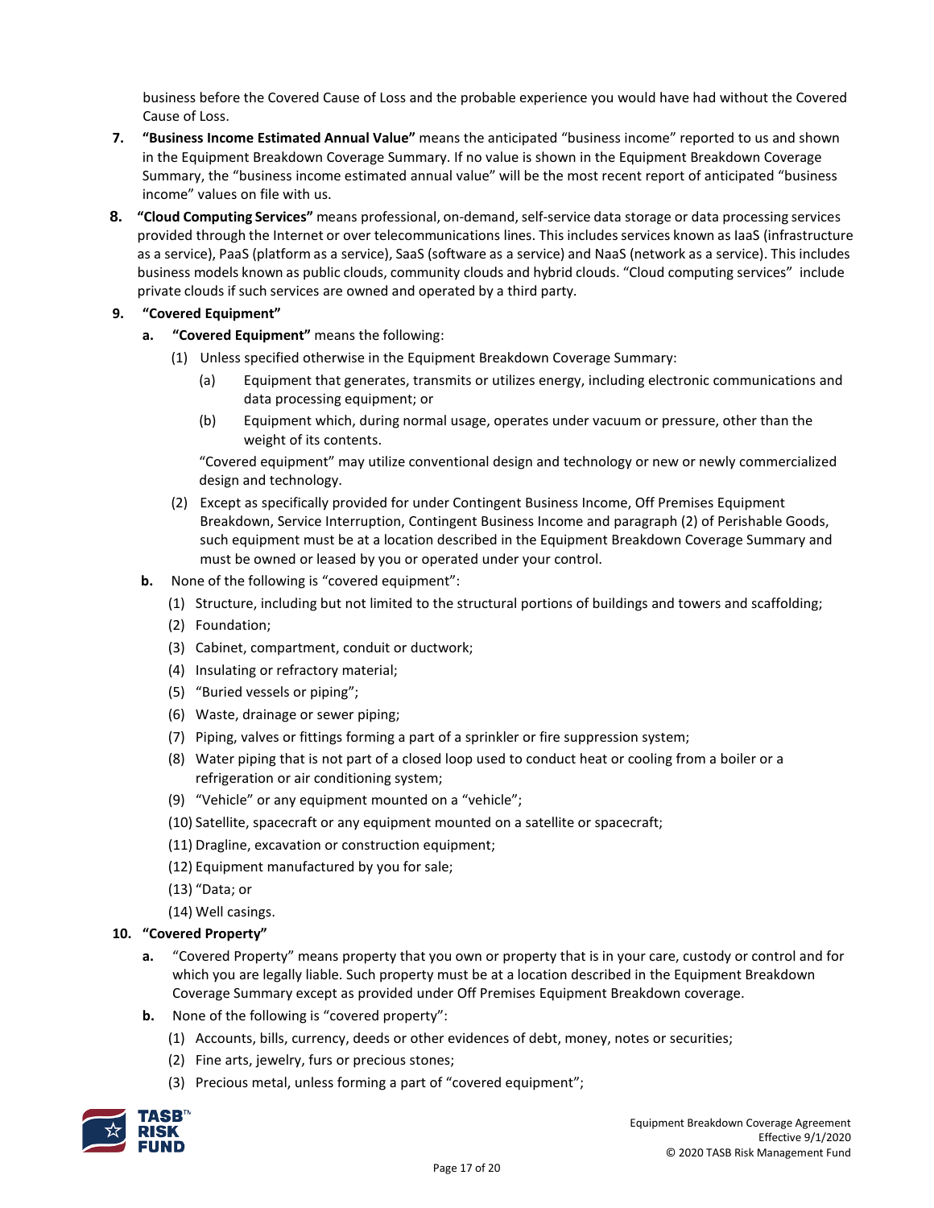business before the Covered Cause of Loss and the probable experience you would have had without the Covered Cause of Loss.

7. **"Business Income Estimated Annual Value"** means the anticipated "business income" reported to us and shown in the Equipment Breakdown Coverage Summary. If no value is shown in the Equipment Breakdown Coverage Summary, the "business income estimated annual value" will be the most recent report of anticipated "business income" values on file with us.

8. **"Cloud Computing Services"** means professional, on-demand, self-service data storage or data processing services provided through the Internet or over telecommunications lines. This includes services known as IaaS (infrastructure as a service), PaaS (platform as a service), SaaS (software as a service) and NaaS (network as a service). This includes business models known as public clouds, community clouds and hybrid clouds. "Cloud computing services" include private clouds if such services are owned and operated by a third party.

9. **"Covered Equipment"**
   - **a. "Covered Equipment"** means the following:
     - (1) Unless specified otherwise in the Equipment Breakdown Coverage Summary:
       - (a) Equipment that generates, transmits or utilizes energy, including electronic communications and data processing equipment; or
       - (b) Equipment which, during normal usage, operates under vacuum or pressure, other than the weight of its contents.

       "Covered equipment" may utilize conventional design and technology or new or newly commercialized design and technology.
     - (2) Except as specifically provided for under Contingent Business Income, Off Premises Equipment Breakdown, Service Interruption, Contingent Business Income and paragraph (2) of Perishable Goods, such equipment must be at a location described in the Equipment Breakdown Coverage Summary and must be owned or leased by you or operated under your control.
   - **b.** None of the following is "covered equipment":
     - (1) Structure, including but not limited to the structural portions of buildings and towers and scaffolding;
     - (2) Foundation;
     - (3) Cabinet, compartment, conduit or ductwork;
     - (4) Insulating or refractory material;
     - (5) "Buried vessels or piping";
     - (6) Waste, drainage or sewer piping;
     - (7) Piping, valves or fittings forming a part of a sprinkler or fire suppression system;
     - (8) Water piping that is not part of a closed loop used to conduct heat or cooling from a boiler or a refrigeration or air conditioning system;
     - (9) "Vehicle" or any equipment mounted on a "vehicle";
     - (10) Satellite, spacecraft or any equipment mounted on a satellite or spacecraft;
     - (11) Dragline, excavation or construction equipment;
     - (12) Equipment manufactured by you for sale;
     - (13) "Data; or
     - (14) Well casings.

10. **"Covered Property"**
    - **a.** "Covered Property" means property that you own or property that is in your care, custody or control and for which you are legally liable. Such property must be at a location described in the Equipment Breakdown Coverage Summary except as provided under Off Premises Equipment Breakdown coverage.
    - **b.** None of the following is "covered property":
      - (1) Accounts, bills, currency, deeds or other evidences of debt, money, notes or securities;
      - (2) Fine arts, jewelry, furs or precious stones;
      - (3) Precious metal, unless forming a part of "covered equipment";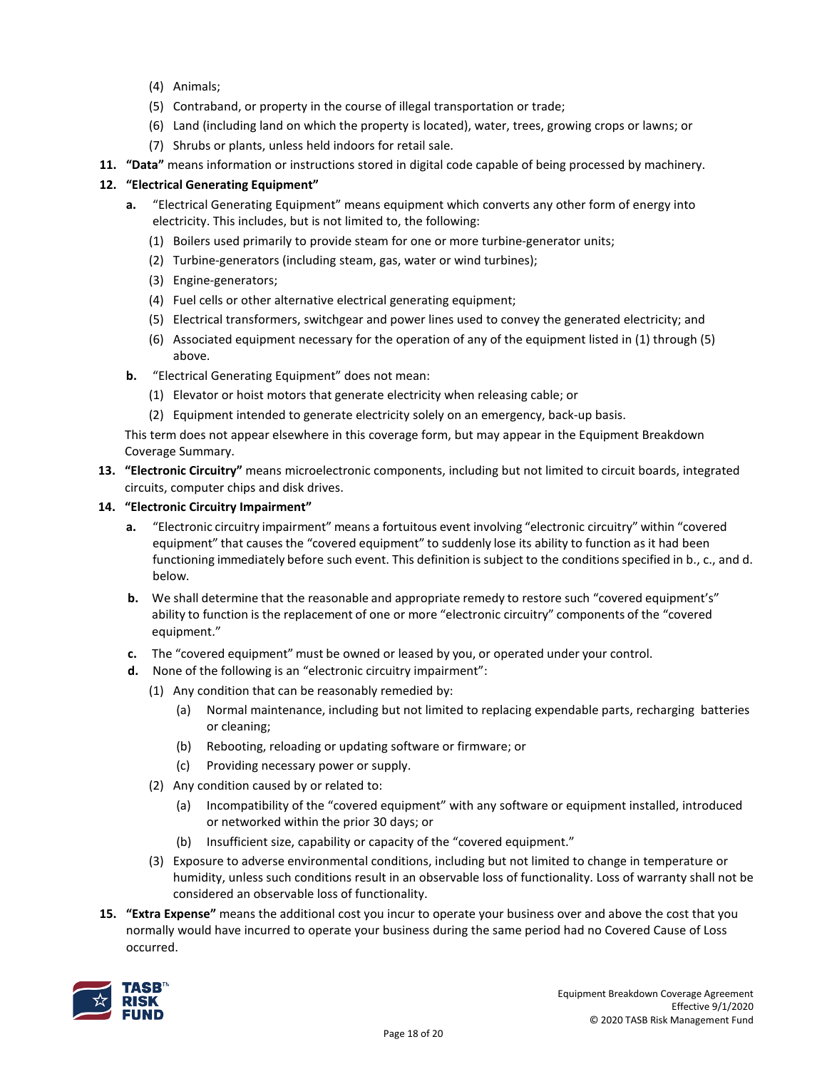(4) Animals;

(5) Contraband, or property in the course of illegal transportation or trade;

(6) Land (including land on which the property is located), water, trees, growing crops or lawns; or

(7) Shrubs or plants, unless held indoors for retail sale.

**11. "Data"** means information or instructions stored in digital code capable of being processed by machinery.

**12. "Electrical Generating Equipment"**

**a.** "Electrical Generating Equipment" means equipment which converts any other form of energy into electricity. This includes, but is not limited to, the following:

(1) Boilers used primarily to provide steam for one or more turbine-generator units;

(2) Turbine-generators (including steam, gas, water or wind turbines);

(3) Engine-generators;

(4) Fuel cells or other alternative electrical generating equipment;

(5) Electrical transformers, switchgear and power lines used to convey the generated electricity; and

(6) Associated equipment necessary for the operation of any of the equipment listed in (1) through (5) above.

**b.** "Electrical Generating Equipment" does not mean:

(1) Elevator or hoist motors that generate electricity when releasing cable; or

(2) Equipment intended to generate electricity solely on an emergency, back-up basis.

This term does not appear elsewhere in this coverage form, but may appear in the Equipment Breakdown Coverage Summary.

**13. "Electronic Circuitry"** means microelectronic components, including but not limited to circuit boards, integrated circuits, computer chips and disk drives.

**14. "Electronic Circuitry Impairment"**

**a.** "Electronic circuitry impairment" means a fortuitous event involving "electronic circuitry" within "covered equipment" that causes the "covered equipment" to suddenly lose its ability to function as it had been functioning immediately before such event. This definition is subject to the conditions specified in b., c., and d. below.

**b.** We shall determine that the reasonable and appropriate remedy to restore such "covered equipment's" ability to function is the replacement of one or more "electronic circuitry" components of the "covered equipment."

**c.** The "covered equipment" must be owned or leased by you, or operated under your control.

**d.** None of the following is an "electronic circuitry impairment":

(1) Any condition that can be reasonably remedied by:

(a) Normal maintenance, including but not limited to replacing expendable parts, recharging batteries or cleaning;

(b) Rebooting, reloading or updating software or firmware; or

(c) Providing necessary power or supply.

(2) Any condition caused by or related to:

(a) Incompatibility of the "covered equipment" with any software or equipment installed, introduced or networked within the prior 30 days; or

(b) Insufficient size, capability or capacity of the "covered equipment."

(3) Exposure to adverse environmental conditions, including but not limited to change in temperature or humidity, unless such conditions result in an observable loss of functionality. Loss of warranty shall not be considered an observable loss of functionality.

**15. "Extra Expense"** means the additional cost you incur to operate your business over and above the cost that you normally would have incurred to operate your business during the same period had no Covered Cause of Loss occurred.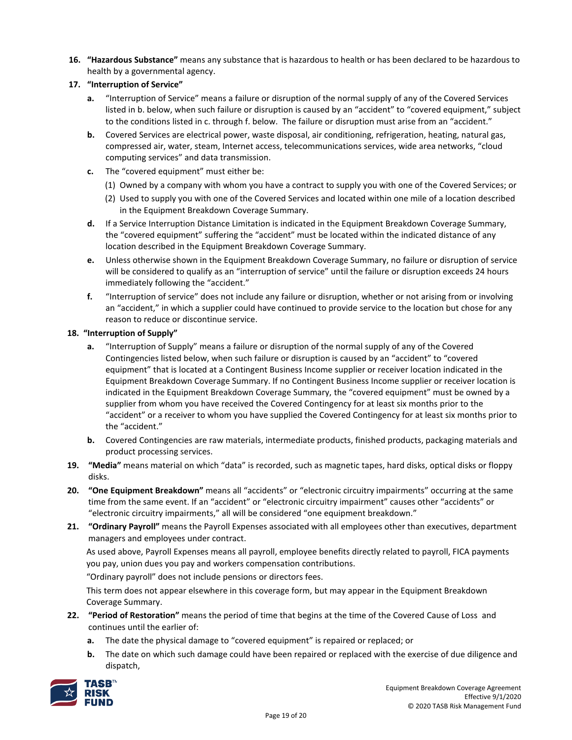16. **"Hazardous Substance"** means any substance that is hazardous to health or has been declared to be hazardous to health by a governmental agency.
17. **"Interruption of Service"**
    - **a.** "Interruption of Service" means a failure or disruption of the normal supply of any of the Covered Services listed in b. below, when such failure or disruption is caused by an "accident" to "covered equipment," subject to the conditions listed in c. through f. below. The failure or disruption must arise from an "accident."
    - **b.** Covered Services are electrical power, waste disposal, air conditioning, refrigeration, heating, natural gas, compressed air, water, steam, Internet access, telecommunications services, wide area networks, "cloud computing services" and data transmission.
    - **c.** The "covered equipment" must either be:
      - (1) Owned by a company with whom you have a contract to supply you with one of the Covered Services; or
      - (2) Used to supply you with one of the Covered Services and located within one mile of a location described in the Equipment Breakdown Coverage Summary.
    - **d.** If a Service Interruption Distance Limitation is indicated in the Equipment Breakdown Coverage Summary, the "covered equipment" suffering the "accident" must be located within the indicated distance of any location described in the Equipment Breakdown Coverage Summary.
    - **e.** Unless otherwise shown in the Equipment Breakdown Coverage Summary, no failure or disruption of service will be considered to qualify as an "interruption of service" until the failure or disruption exceeds 24 hours immediately following the "accident."
    - **f.** "Interruption of service" does not include any failure or disruption, whether or not arising from or involving an "accident," in which a supplier could have continued to provide service to the location but chose for any reason to reduce or discontinue service.
18. **"Interruption of Supply"**
    - **a.** "Interruption of Supply" means a failure or disruption of the normal supply of any of the Covered Contingencies listed below, when such failure or disruption is caused by an "accident" to "covered equipment" that is located at a Contingent Business Income supplier or receiver location indicated in the Equipment Breakdown Coverage Summary. If no Contingent Business Income supplier or receiver location is indicated in the Equipment Breakdown Coverage Summary, the "covered equipment" must be owned by a supplier from whom you have received the Covered Contingency for at least six months prior to the "accident" or a receiver to whom you have supplied the Covered Contingency for at least six months prior to the "accident."
    - **b.** Covered Contingencies are raw materials, intermediate products, finished products, packaging materials and product processing services.
19. **"Media"** means material on which "data" is recorded, such as magnetic tapes, hard disks, optical disks or floppy disks.
20. **"One Equipment Breakdown"** means all "accidents" or "electronic circuitry impairments" occurring at the same time from the same event. If an "accident" or "electronic circuitry impairment" causes other "accidents" or "electronic circuitry impairments," all will be considered "one equipment breakdown."
21. **"Ordinary Payroll"** means the Payroll Expenses associated with all employees other than executives, department managers and employees under contract.

    As used above, Payroll Expenses means all payroll, employee benefits directly related to payroll, FICA payments you pay, union dues you pay and workers compensation contributions.

    "Ordinary payroll" does not include pensions or directors fees.

    This term does not appear elsewhere in this coverage form, but may appear in the Equipment Breakdown Coverage Summary.
22. **"Period of Restoration"** means the period of time that begins at the time of the Covered Cause of Loss and continues until the earlier of:
    - **a.** The date the physical damage to "covered equipment" is repaired or replaced; or
    - **b.** The date on which such damage could have been repaired or replaced with the exercise of due diligence and dispatch,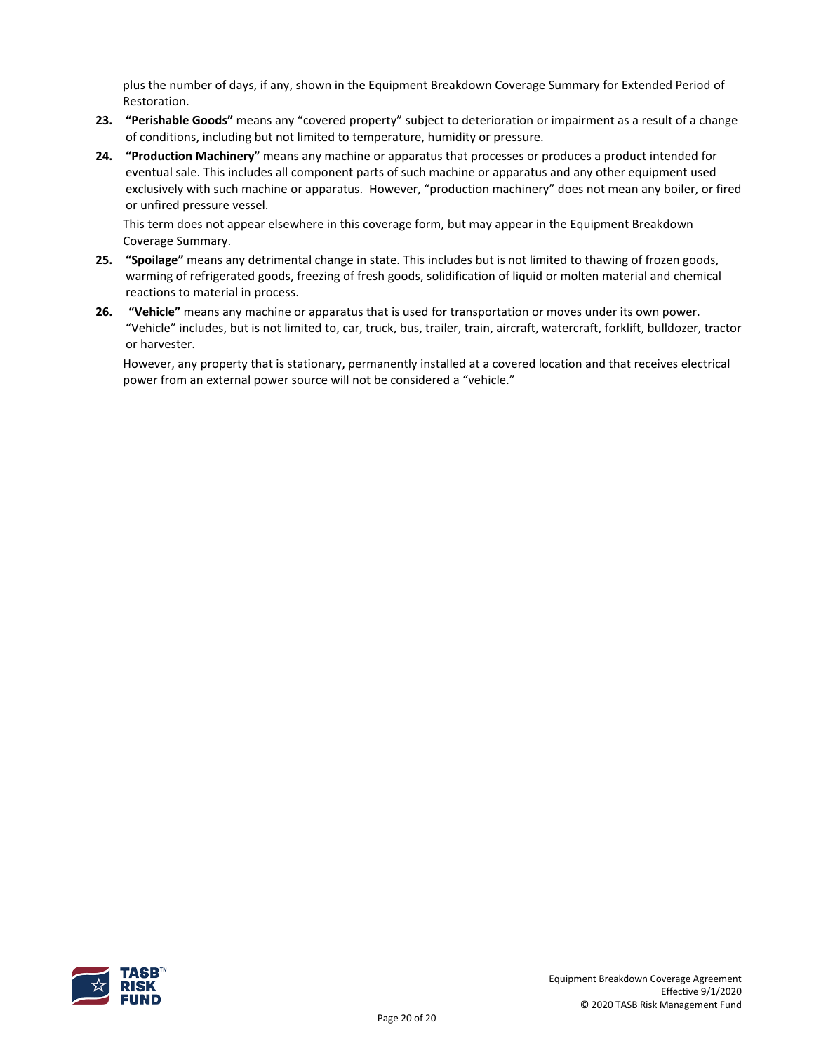plus the number of days, if any, shown in the Equipment Breakdown Coverage Summary for Extended Period of Restoration.

23. **"Perishable Goods"** means any "covered property" subject to deterioration or impairment as a result of a change of conditions, including but not limited to temperature, humidity or pressure.

24. **"Production Machinery"** means any machine or apparatus that processes or produces a product intended for eventual sale. This includes all component parts of such machine or apparatus and any other equipment used exclusively with such machine or apparatus. However, "production machinery" does not mean any boiler, or fired or unfired pressure vessel.

    This term does not appear elsewhere in this coverage form, but may appear in the Equipment Breakdown Coverage Summary.

25. **"Spoilage"** means any detrimental change in state. This includes but is not limited to thawing of frozen goods, warming of refrigerated goods, freezing of fresh goods, solidification of liquid or molten material and chemical reactions to material in process.

26. **"Vehicle"** means any machine or apparatus that is used for transportation or moves under its own power. "Vehicle" includes, but is not limited to, car, truck, bus, trailer, train, aircraft, watercraft, forklift, bulldozer, tractor or harvester.

    However, any property that is stationary, permanently installed at a covered location and that receives electrical power from an external power source will not be considered a "vehicle."